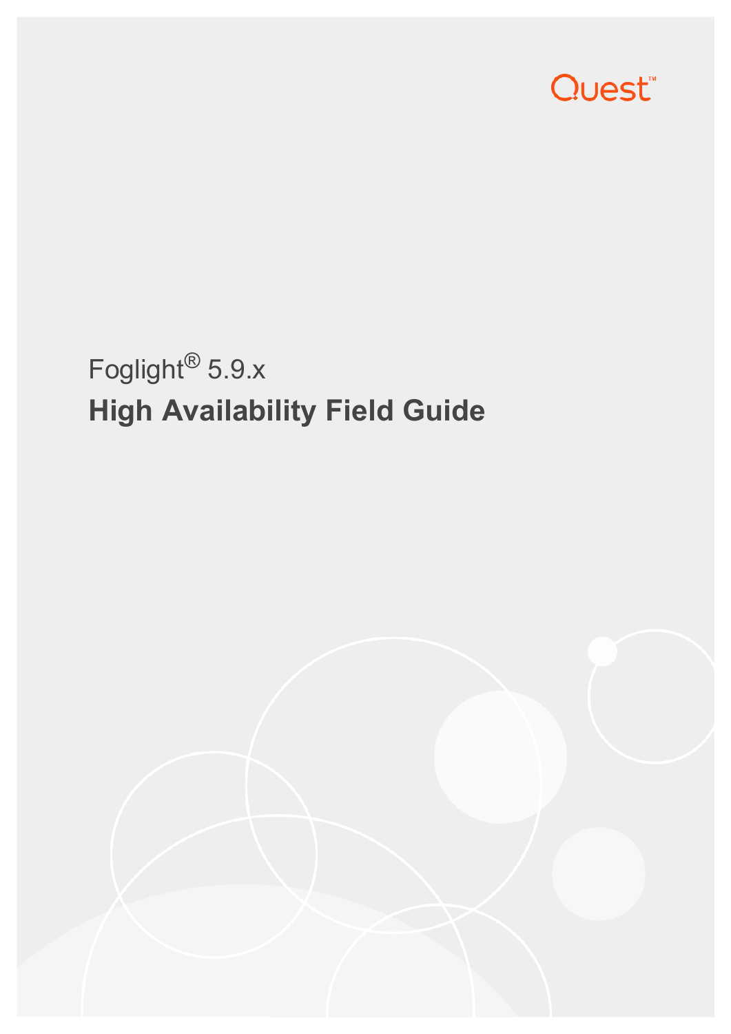Quest™

Foglight® 5.9.x

# High Availability Field Guide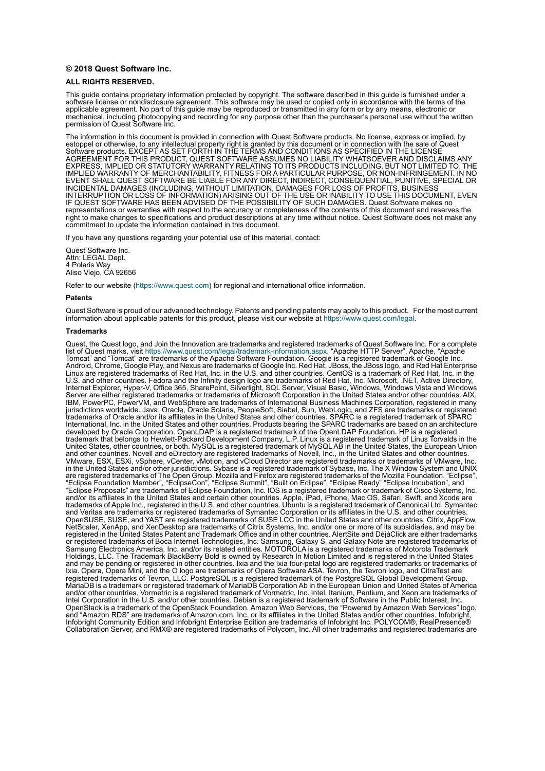**© 2018 Quest Software Inc.**

**ALL RIGHTS RESERVED.**

This guide contains proprietary information protected by copyright. The software described in this guide is furnished under a software license or nondisclosure agreement. This software may be used or copied only in accordance with the terms of the applicable agreement. No part of this guide may be reproduced or transmitted in any form or by any means, electronic or mechanical, including photocopying and recording for any purpose other than the purchaser's personal use without the written permission of Quest Software Inc.

The information in this document is provided in connection with Quest Software products. No license, express or implied, by estoppel or otherwise, to any intellectual property right is granted by this document or in connection with the sale of Quest Software products. EXCEPT AS SET FORTH IN THE TERMS AND CONDITIONS AS SPECIFIED IN THE LICENSE AGREEMENT FOR THIS PRODUCT, QUEST SOFTWARE ASSUMES NO LIABILITY WHATSOEVER AND DISCLAIMS ANY EXPRESS, IMPLIED OR STATUTORY WARRANTY RELATING TO ITS PRODUCTS INCLUDING, BUT NOT LIMITED TO, THE IMPLIED WARRANTY OF MERCHANTABILITY, FITNESS FOR A PARTICULAR PURPOSE, OR NON-INFRINGEMENT. IN NO EVENT SHALL QUEST SOFTWARE BE LIABLE FOR ANY DIRECT, INDIRECT, CONSEQUENTIAL, PUNITIVE, SPECIAL OR INCIDENTAL DAMAGES (INCLUDING, WITHOUT LIMITATION, DAMAGES FOR LOSS OF PROFITS, BUSINESS INTERRUPTION OR LOSS OF INFORMATION) ARISING OUT OF THE USE OR INABILITY TO USE THIS DOCUMENT, EVEN IF QUEST SOFTWARE HAS BEEN ADVISED OF THE POSSIBILITY OF SUCH DAMAGES. Quest Software makes no representations or warranties with respect to the accuracy or completeness of the contents of this document and reserves the right to make changes to specifications and product descriptions at any time without notice. Quest Software does not make any commitment to update the information contained in this document.

If you have any questions regarding your potential use of this material, contact:

Quest Software Inc.
Attn: LEGAL Dept.
4 Polaris Way
Aliso Viejo, CA 92656

Refer to our website (https://www.quest.com) for regional and international office information.

**Patents**

Quest Software is proud of our advanced technology. Patents and pending patents may apply to this product. For the most current information about applicable patents for this product, please visit our website at https://www.quest.com/legal.

**Trademarks**

Quest, the Quest logo, and Join the Innovation are trademarks and registered trademarks of Quest Software Inc. For a complete list of Quest marks, visit https://www.quest.com/legal/trademark-information.aspx. "Apache HTTP Server", Apache, "Apache Tomcat" and "Tomcat" are trademarks of the Apache Software Foundation. Google is a registered trademark of Google Inc. Android, Chrome, Google Play, and Nexus are trademarks of Google Inc. Red Hat, JBoss, the JBoss logo, and Red Hat Enterprise Linux are registered trademarks of Red Hat, Inc. in the U.S. and other countries. CentOS is a trademark of Red Hat, Inc. in the U.S. and other countries. Fedora and the Infinity design logo are trademarks of Red Hat, Inc. Microsoft, .NET, Active Directory, Internet Explorer, Hyper-V, Office 365, SharePoint, Silverlight, SQL Server, Visual Basic, Windows, Windows Vista and Windows Server are either registered trademarks or trademarks of Microsoft Corporation in the United States and/or other countries. AIX, IBM, PowerPC, PowerVM, and WebSphere are trademarks of International Business Machines Corporation, registered in many jurisdictions worldwide. Java, Oracle, Oracle Solaris, PeopleSoft, Siebel, Sun, WebLogic, and ZFS are trademarks or registered trademarks of Oracle and/or its affiliates in the United States and other countries. SPARC is a registered trademark of SPARC International, Inc. in the United States and other countries. Products bearing the SPARC trademarks are based on an architecture developed by Oracle Corporation. OpenLDAP is a registered trademark of the OpenLDAP Foundation. HP is a registered trademark that belongs to Hewlett-Packard Development Company, L.P. Linux is a registered trademark of Linus Torvalds in the United States, other countries, or both. MySQL is a registered trademark of MySQL AB in the United States, the European Union and other countries. Novell and eDirectory are registered trademarks of Novell, Inc., in the United States and other countries. VMware, ESX, ESXi, vSphere, vCenter, vMotion, and vCloud Director are registered trademarks or trademarks of VMware, Inc. in the United States and/or other jurisdictions. Sybase is a registered trademark of Sybase, Inc. The X Window System and UNIX are registered trademarks of The Open Group. Mozilla and Firefox are registered trademarks of the Mozilla Foundation. "Eclipse", "Eclipse Foundation Member", "EclipseCon", "Eclipse Summit", "Built on Eclipse", "Eclipse Ready" "Eclipse Incubation", and "Eclipse Proposals" are trademarks of Eclipse Foundation, Inc. IOS is a registered trademark or trademark of Cisco Systems, Inc. and/or its affiliates in the United States and certain other countries. Apple, iPad, iPhone, Mac OS, Safari, Swift, and Xcode are trademarks of Apple Inc., registered in the U.S. and other countries. Ubuntu is a registered trademark of Canonical Ltd. Symantec and Veritas are trademarks or registered trademarks of Symantec Corporation or its affiliates in the U.S. and other countries. OpenSUSE, SUSE, and YAST are registered trademarks of SUSE LCC in the United States and other countries. Citrix, AppFlow, NetScaler, XenApp, and XenDesktop are trademarks of Citrix Systems, Inc. and/or one or more of its subsidiaries, and may be registered in the United States Patent and Trademark Office and in other countries. AlertSite and DéjàClick are either trademarks or registered trademarks of Boca Internet Technologies, Inc. Samsung, Galaxy S, and Galaxy Note are registered trademarks of Samsung Electronics America, Inc. and/or its related entities. MOTOROLA is a registered trademarks of Motorola Trademark Holdings, LLC. The Trademark BlackBerry Bold is owned by Research In Motion Limited and is registered in the United States and may be pending or registered in other countries. Ixia and the Ixia four-petal logo are registered trademarks or trademarks of Ixia. Opera, Opera Mini, and the O logo are trademarks of Opera Software ASA. Tevron, the Tevron logo, and CitraTest are registered trademarks of Tevron, LLC. PostgreSQL is a registered trademark of the PostgreSQL Global Development Group. MariaDB is a trademark or registered trademark of MariaDB Corporation Ab in the European Union and United States of America and/or other countries. Vormetric is a registered trademark of Vormetric, Inc. Intel, Itanium, Pentium, and Xeon are trademarks of Intel Corporation in the U.S. and/or other countries. Debian is a registered trademark of Software in the Public Interest, Inc. OpenStack is a trademark of the OpenStack Foundation. Amazon Web Services, the "Powered by Amazon Web Services" logo, and "Amazon RDS" are trademarks of Amazon.com, Inc. or its affiliates in the United States and/or other countries. Infobright, Infobright Community Edition and Infobright Enterprise Edition are trademarks of Infobright Inc. POLYCOM®, RealPresence® Collaboration Server, and RMX® are registered trademarks of Polycom, Inc. All other trademarks and registered trademarks are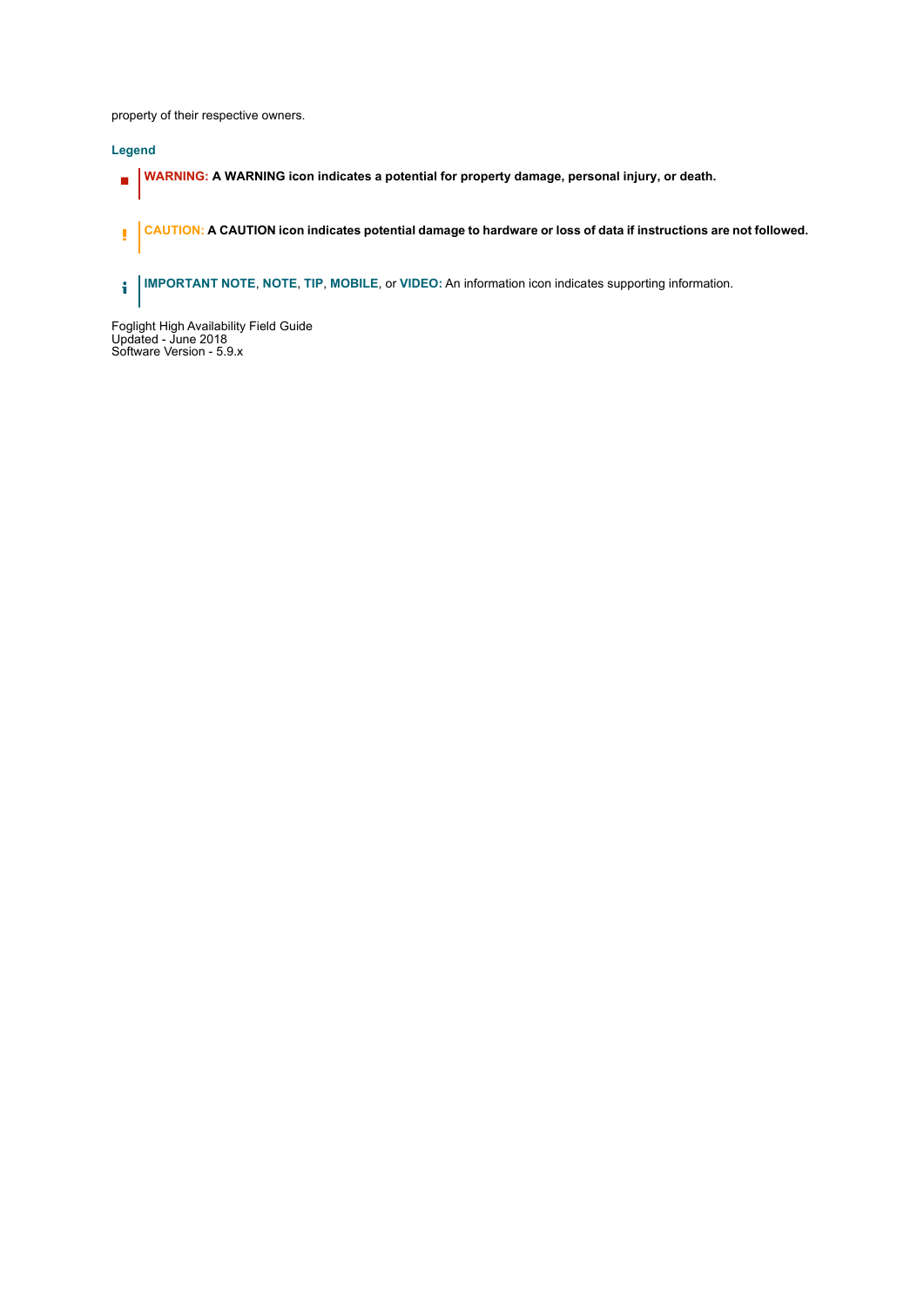property of their respective owners.

### Legend

**WARNING: A WARNING icon indicates a potential for property damage, personal injury, or death.**

**CAUTION: A CAUTION icon indicates potential damage to hardware or loss of data if instructions are not followed.**

**IMPORTANT NOTE**, **NOTE**, **TIP**, **MOBILE**, or **VIDEO:** An information icon indicates supporting information.

Foglight High Availability Field Guide
Updated - June 2018
Software Version - 5.9.x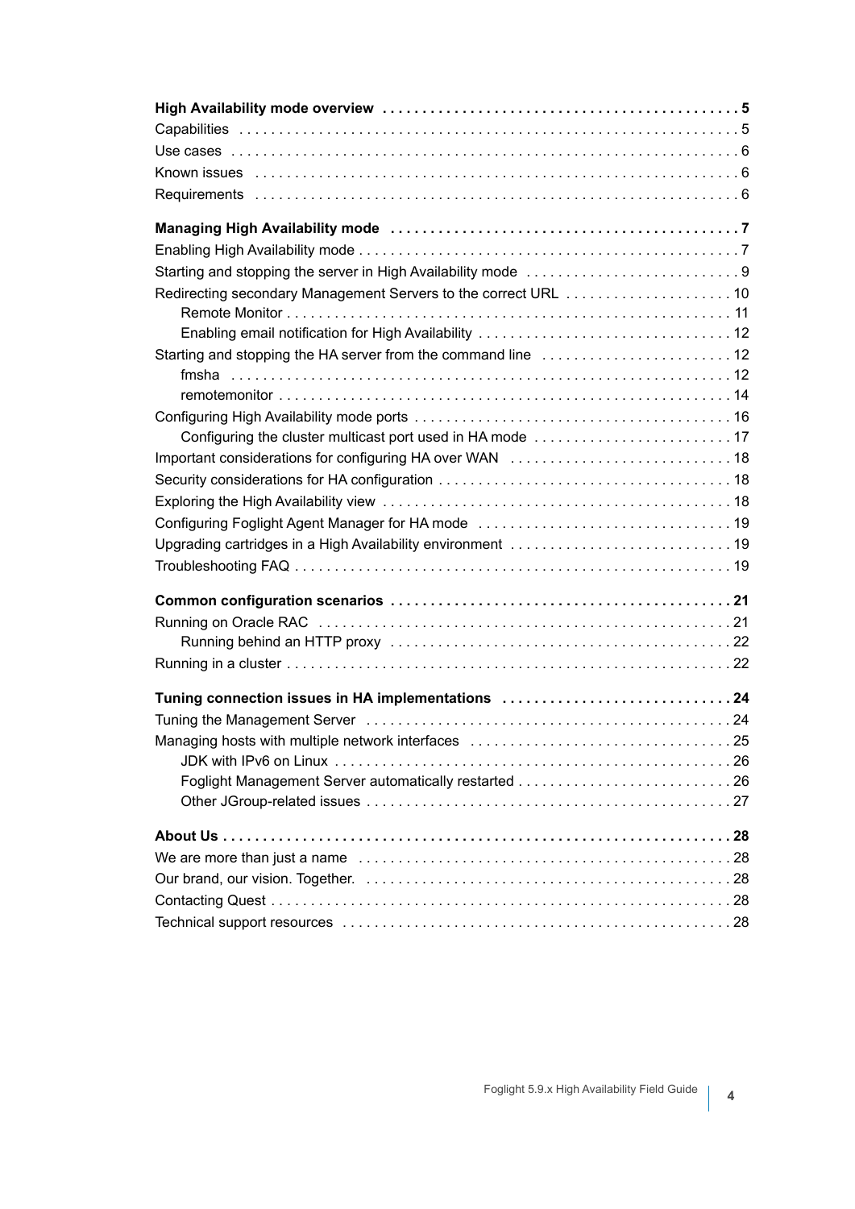**High Availability mode overview** . . . . . . . . . . . . . . . . . . . . . . . . . . . . . . . . . . . . . . . . . . . . . 5

Capabilities . . . . . . . . . . . . . . . . . . . . . . . . . . . . . . . . . . . . . . . . . . . . . . . . . . . . . . . . . . . . . . . 5

Use cases . . . . . . . . . . . . . . . . . . . . . . . . . . . . . . . . . . . . . . . . . . . . . . . . . . . . . . . . . . . . . . . . 6

Known issues . . . . . . . . . . . . . . . . . . . . . . . . . . . . . . . . . . . . . . . . . . . . . . . . . . . . . . . . . . . . . . 6

Requirements . . . . . . . . . . . . . . . . . . . . . . . . . . . . . . . . . . . . . . . . . . . . . . . . . . . . . . . . . . . . . 6

**Managing High Availability mode** . . . . . . . . . . . . . . . . . . . . . . . . . . . . . . . . . . . . . . . . . . . . 7

Enabling High Availability mode . . . . . . . . . . . . . . . . . . . . . . . . . . . . . . . . . . . . . . . . . . . . . . . . 7

Starting and stopping the server in High Availability mode . . . . . . . . . . . . . . . . . . . . . . . . . . . 9

Redirecting secondary Management Servers to the correct URL . . . . . . . . . . . . . . . . . . . . . 10

- Remote Monitor . . . . . . . . . . . . . . . . . . . . . . . . . . . . . . . . . . . . . . . . . . . . . . . . . . . . . . . . 11
- Enabling email notification for High Availability . . . . . . . . . . . . . . . . . . . . . . . . . . . . . . . . 12

Starting and stopping the HA server from the command line . . . . . . . . . . . . . . . . . . . . . . . . 12

- fmsha . . . . . . . . . . . . . . . . . . . . . . . . . . . . . . . . . . . . . . . . . . . . . . . . . . . . . . . . . . . . . . . . 12
- remotemonitor . . . . . . . . . . . . . . . . . . . . . . . . . . . . . . . . . . . . . . . . . . . . . . . . . . . . . . . . . 14

Configuring High Availability mode ports . . . . . . . . . . . . . . . . . . . . . . . . . . . . . . . . . . . . . . . . 16

- Configuring the cluster multicast port used in HA mode . . . . . . . . . . . . . . . . . . . . . . . . . 17

Important considerations for configuring HA over WAN . . . . . . . . . . . . . . . . . . . . . . . . . . . . 18

Security considerations for HA configuration . . . . . . . . . . . . . . . . . . . . . . . . . . . . . . . . . . . . . 18

Exploring the High Availability view . . . . . . . . . . . . . . . . . . . . . . . . . . . . . . . . . . . . . . . . . . . . 18

Configuring Foglight Agent Manager for HA mode . . . . . . . . . . . . . . . . . . . . . . . . . . . . . . . . 19

Upgrading cartridges in a High Availability environment . . . . . . . . . . . . . . . . . . . . . . . . . . . . 19

Troubleshooting FAQ . . . . . . . . . . . . . . . . . . . . . . . . . . . . . . . . . . . . . . . . . . . . . . . . . . . . . . . 19

**Common configuration scenarios** . . . . . . . . . . . . . . . . . . . . . . . . . . . . . . . . . . . . . . . . . . . 21

Running on Oracle RAC . . . . . . . . . . . . . . . . . . . . . . . . . . . . . . . . . . . . . . . . . . . . . . . . . . . . . 21

- Running behind an HTTP proxy . . . . . . . . . . . . . . . . . . . . . . . . . . . . . . . . . . . . . . . . . . . . 22

Running in a cluster . . . . . . . . . . . . . . . . . . . . . . . . . . . . . . . . . . . . . . . . . . . . . . . . . . . . . . . . 22

**Tuning connection issues in HA implementations** . . . . . . . . . . . . . . . . . . . . . . . . . . . . . 24

Tuning the Management Server . . . . . . . . . . . . . . . . . . . . . . . . . . . . . . . . . . . . . . . . . . . . . . 24

Managing hosts with multiple network interfaces . . . . . . . . . . . . . . . . . . . . . . . . . . . . . . . . . 25

- JDK with IPv6 on Linux . . . . . . . . . . . . . . . . . . . . . . . . . . . . . . . . . . . . . . . . . . . . . . . . . . . 26
- Foglight Management Server automatically restarted . . . . . . . . . . . . . . . . . . . . . . . . . . . 26
- Other JGroup-related issues . . . . . . . . . . . . . . . . . . . . . . . . . . . . . . . . . . . . . . . . . . . . . . . 27

**About Us** . . . . . . . . . . . . . . . . . . . . . . . . . . . . . . . . . . . . . . . . . . . . . . . . . . . . . . . . . . . . . . 28

We are more than just a name . . . . . . . . . . . . . . . . . . . . . . . . . . . . . . . . . . . . . . . . . . . . . . . 28

Our brand, our vision. Together. . . . . . . . . . . . . . . . . . . . . . . . . . . . . . . . . . . . . . . . . . . . . . . 28

Contacting Quest . . . . . . . . . . . . . . . . . . . . . . . . . . . . . . . . . . . . . . . . . . . . . . . . . . . . . . . . . . 28

Technical support resources . . . . . . . . . . . . . . . . . . . . . . . . . . . . . . . . . . . . . . . . . . . . . . . . . 28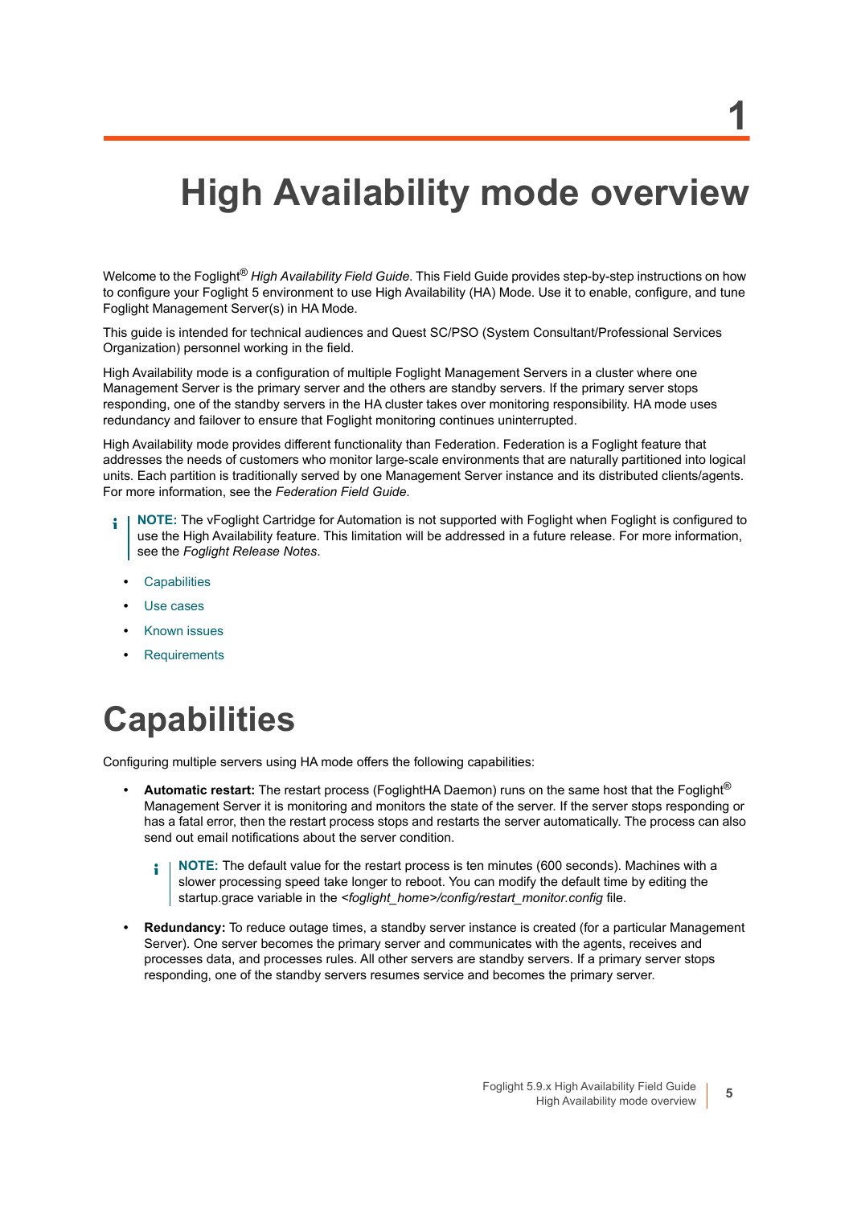# 1 High Availability mode overview

Welcome to the Foglight® *High Availability Field Guide*. This Field Guide provides step-by-step instructions on how to configure your Foglight 5 environment to use High Availability (HA) Mode. Use it to enable, configure, and tune Foglight Management Server(s) in HA Mode.

This guide is intended for technical audiences and Quest SC/PSO (System Consultant/Professional Services Organization) personnel working in the field.

High Availability mode is a configuration of multiple Foglight Management Servers in a cluster where one Management Server is the primary server and the others are standby servers. If the primary server stops responding, one of the standby servers in the HA cluster takes over monitoring responsibility. HA mode uses redundancy and failover to ensure that Foglight monitoring continues uninterrupted.

High Availability mode provides different functionality than Federation. Federation is a Foglight feature that addresses the needs of customers who monitor large-scale environments that are naturally partitioned into logical units. Each partition is traditionally served by one Management Server instance and its distributed clients/agents. For more information, see the *Federation Field Guide*.

> **NOTE:** The vFoglight Cartridge for Automation is not supported with Foglight when Foglight is configured to use the High Availability feature. This limitation will be addressed in a future release. For more information, see the *Foglight Release Notes*.

- Capabilities
- Use cases
- Known issues
- Requirements

## Capabilities

Configuring multiple servers using HA mode offers the following capabilities:

- **Automatic restart:** The restart process (FoglightHA Daemon) runs on the same host that the Foglight® Management Server it is monitoring and monitors the state of the server. If the server stops responding or has a fatal error, then the restart process stops and restarts the server automatically. The process can also send out email notifications about the server condition.

  > **NOTE:** The default value for the restart process is ten minutes (600 seconds). Machines with a slower processing speed take longer to reboot. You can modify the default time by editing the startup.grace variable in the *<foglight_home>/config/restart_monitor.config* file.

- **Redundancy:** To reduce outage times, a standby server instance is created (for a particular Management Server). One server becomes the primary server and communicates with the agents, receives and processes data, and processes rules. All other servers are standby servers. If a primary server stops responding, one of the standby servers resumes service and becomes the primary server.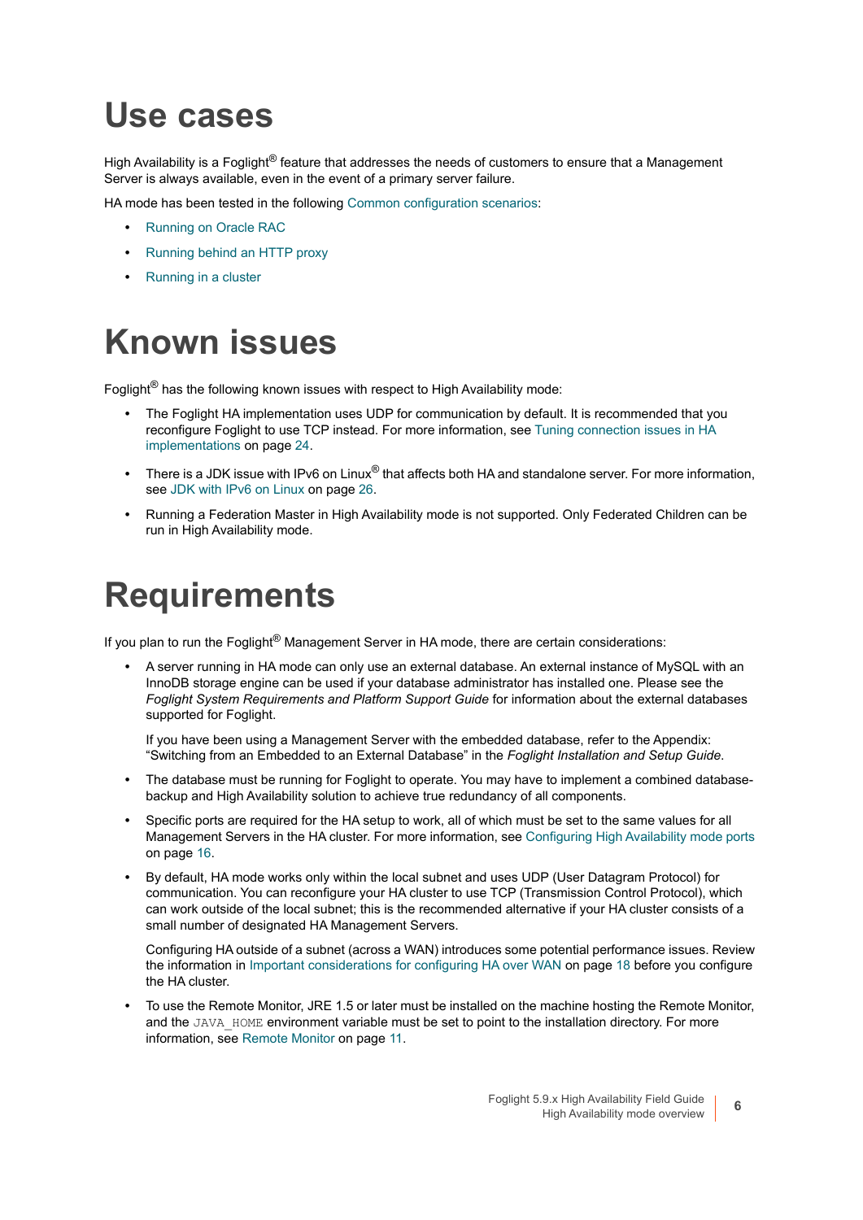# Use cases

High Availability is a Foglight® feature that addresses the needs of customers to ensure that a Management Server is always available, even in the event of a primary server failure.

HA mode has been tested in the following Common configuration scenarios:

- Running on Oracle RAC
- Running behind an HTTP proxy
- Running in a cluster

# Known issues

Foglight® has the following known issues with respect to High Availability mode:

- The Foglight HA implementation uses UDP for communication by default. It is recommended that you reconfigure Foglight to use TCP instead. For more information, see Tuning connection issues in HA implementations on page 24.
- There is a JDK issue with IPv6 on Linux® that affects both HA and standalone server. For more information, see JDK with IPv6 on Linux on page 26.
- Running a Federation Master in High Availability mode is not supported. Only Federated Children can be run in High Availability mode.

# Requirements

If you plan to run the Foglight® Management Server in HA mode, there are certain considerations:

- A server running in HA mode can only use an external database. An external instance of MySQL with an InnoDB storage engine can be used if your database administrator has installed one. Please see the *Foglight System Requirements and Platform Support Guide* for information about the external databases supported for Foglight.

  If you have been using a Management Server with the embedded database, refer to the Appendix: "Switching from an Embedded to an External Database" in the *Foglight Installation and Setup Guide*.
- The database must be running for Foglight to operate. You may have to implement a combined database-backup and High Availability solution to achieve true redundancy of all components.
- Specific ports are required for the HA setup to work, all of which must be set to the same values for all Management Servers in the HA cluster. For more information, see Configuring High Availability mode ports on page 16.
- By default, HA mode works only within the local subnet and uses UDP (User Datagram Protocol) for communication. You can reconfigure your HA cluster to use TCP (Transmission Control Protocol), which can work outside of the local subnet; this is the recommended alternative if your HA cluster consists of a small number of designated HA Management Servers.

  Configuring HA outside of a subnet (across a WAN) introduces some potential performance issues. Review the information in Important considerations for configuring HA over WAN on page 18 before you configure the HA cluster.
- To use the Remote Monitor, JRE 1.5 or later must be installed on the machine hosting the Remote Monitor, and the `JAVA_HOME` environment variable must be set to point to the installation directory. For more information, see Remote Monitor on page 11.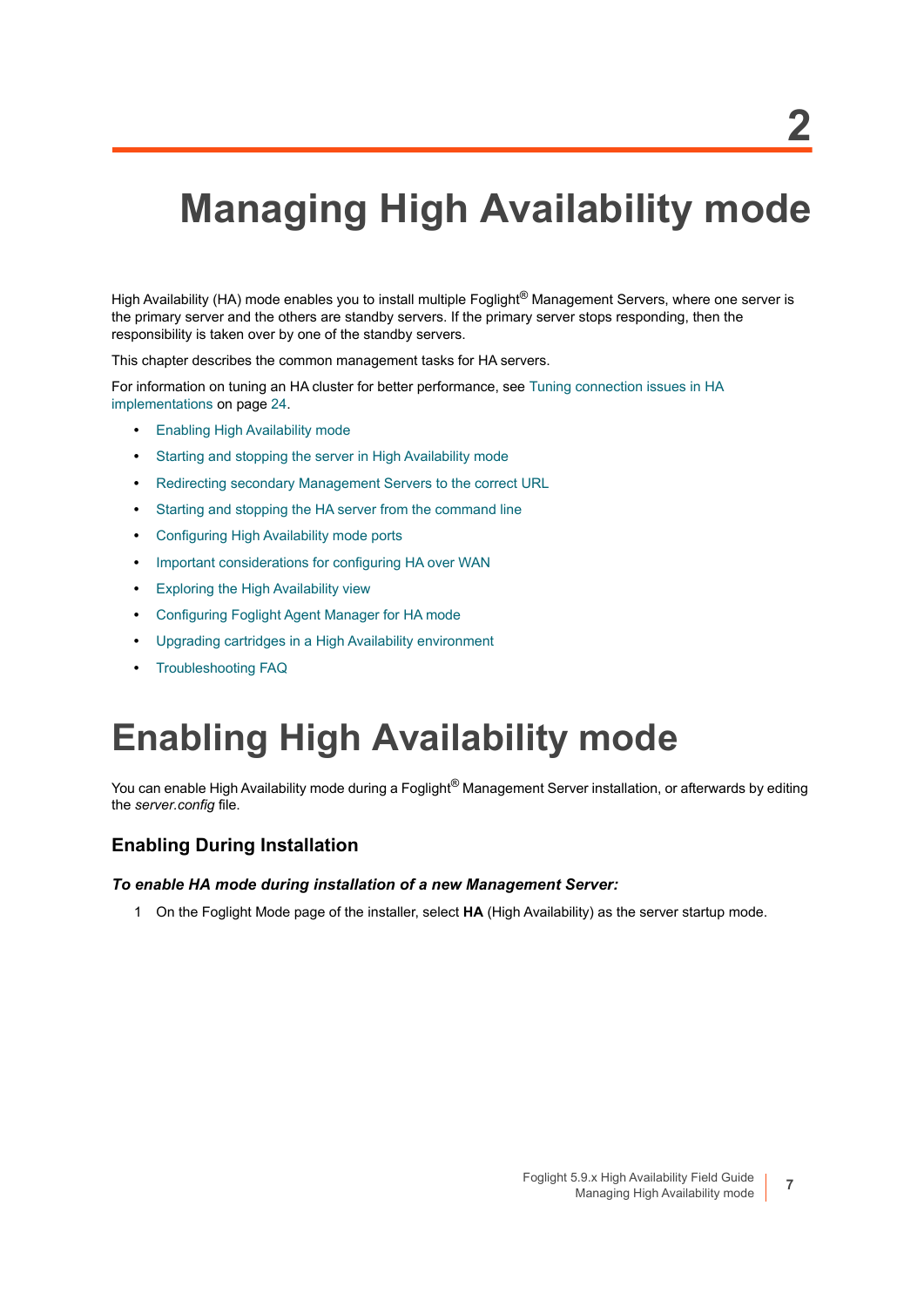# 2

# Managing High Availability mode

High Availability (HA) mode enables you to install multiple Foglight® Management Servers, where one server is the primary server and the others are standby servers. If the primary server stops responding, then the responsibility is taken over by one of the standby servers.

This chapter describes the common management tasks for HA servers.

For information on tuning an HA cluster for better performance, see Tuning connection issues in HA implementations on page 24.

- Enabling High Availability mode
- Starting and stopping the server in High Availability mode
- Redirecting secondary Management Servers to the correct URL
- Starting and stopping the HA server from the command line
- Configuring High Availability mode ports
- Important considerations for configuring HA over WAN
- Exploring the High Availability view
- Configuring Foglight Agent Manager for HA mode
- Upgrading cartridges in a High Availability environment
- Troubleshooting FAQ

# Enabling High Availability mode

You can enable High Availability mode during a Foglight® Management Server installation, or afterwards by editing the *server.config* file.

## Enabling During Installation

***To enable HA mode during installation of a new Management Server:***

1 On the Foglight Mode page of the installer, select **HA** (High Availability) as the server startup mode.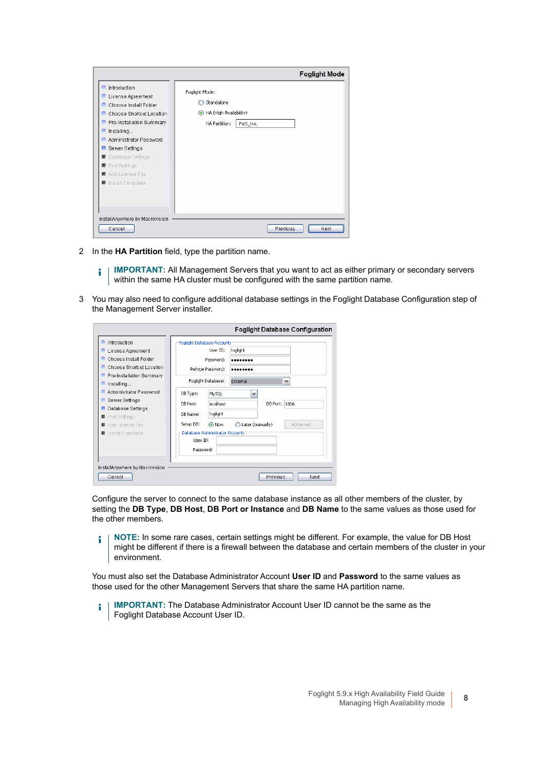2 In the **HA Partition** field, type the partition name.

> **IMPORTANT:** All Management Servers that you want to act as either primary or secondary servers within the same HA cluster must be configured with the same partition name.

3 You may also need to configure additional database settings in the Foglight Database Configuration step of the Management Server installer.

Configure the server to connect to the same database instance as all other members of the cluster, by setting the **DB Type**, **DB Host**, **DB Port or Instance** and **DB Name** to the same values as those used for the other members.

> **NOTE:** In some rare cases, certain settings might be different. For example, the value for DB Host might be different if there is a firewall between the database and certain members of the cluster in your environment.

You must also set the Database Administrator Account **User ID** and **Password** to the same values as those used for the other Management Servers that share the same HA partition name.

> **IMPORTANT:** The Database Administrator Account User ID cannot be the same as the Foglight Database Account User ID.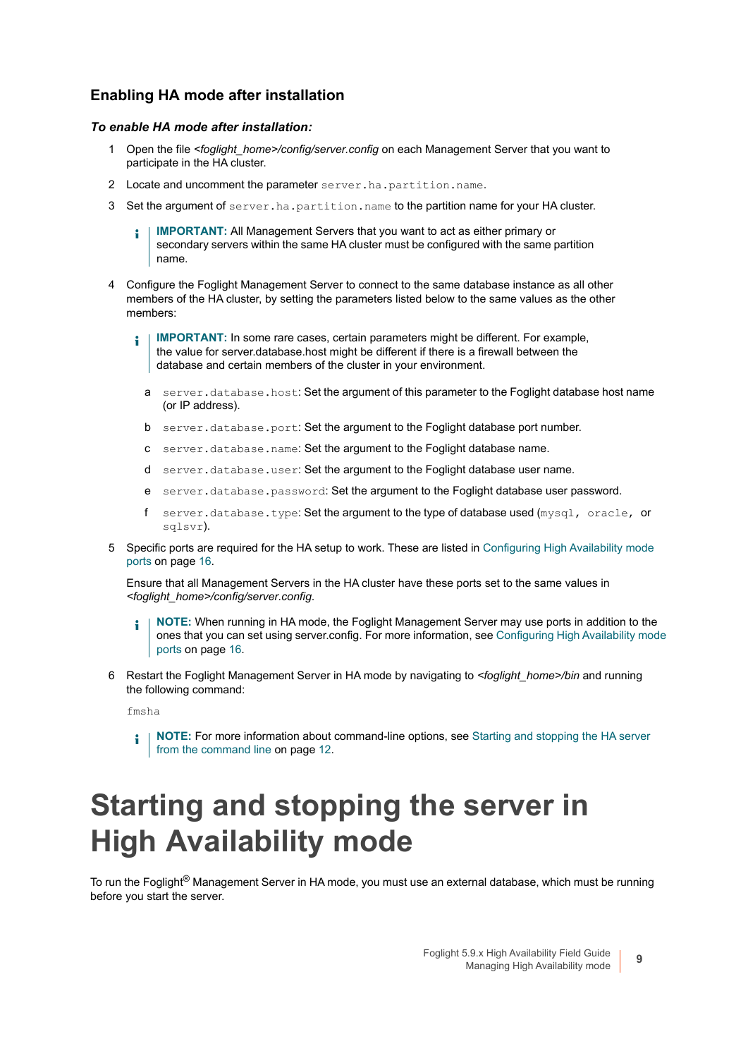## Enabling HA mode after installation

***To enable HA mode after installation:***

1. Open the file *<foglight_home>/config/server.config* on each Management Server that you want to participate in the HA cluster.
2. Locate and uncomment the parameter `server.ha.partition.name`.
3. Set the argument of `server.ha.partition.name` to the partition name for your HA cluster.

   > **IMPORTANT:** All Management Servers that you want to act as either primary or secondary servers within the same HA cluster must be configured with the same partition name.

4. Configure the Foglight Management Server to connect to the same database instance as all other members of the HA cluster, by setting the parameters listed below to the same values as the other members:

   > **IMPORTANT:** In some rare cases, certain parameters might be different. For example, the value for server.database.host might be different if there is a firewall between the database and certain members of the cluster in your environment.

   a. `server.database.host`: Set the argument of this parameter to the Foglight database host name (or IP address).
   b. `server.database.port`: Set the argument to the Foglight database port number.
   c. `server.database.name`: Set the argument to the Foglight database name.
   d. `server.database.user`: Set the argument to the Foglight database user name.
   e. `server.database.password`: Set the argument to the Foglight database user password.
   f. `server.database.type`: Set the argument to the type of database used (`mysql`, `oracle`, or `sqlsvr`).

5. Specific ports are required for the HA setup to work. These are listed in Configuring High Availability mode ports on page 16.

   Ensure that all Management Servers in the HA cluster have these ports set to the same values in *<foglight_home>/config/server.config*.

   > **NOTE:** When running in HA mode, the Foglight Management Server may use ports in addition to the ones that you can set using server.config. For more information, see Configuring High Availability mode ports on page 16.

6. Restart the Foglight Management Server in HA mode by navigating to *<foglight_home>/bin* and running the following command:

   ```
   fmsha
   ```

   > **NOTE:** For more information about command-line options, see Starting and stopping the HA server from the command line on page 12.

# Starting and stopping the server in High Availability mode

To run the Foglight® Management Server in HA mode, you must use an external database, which must be running before you start the server.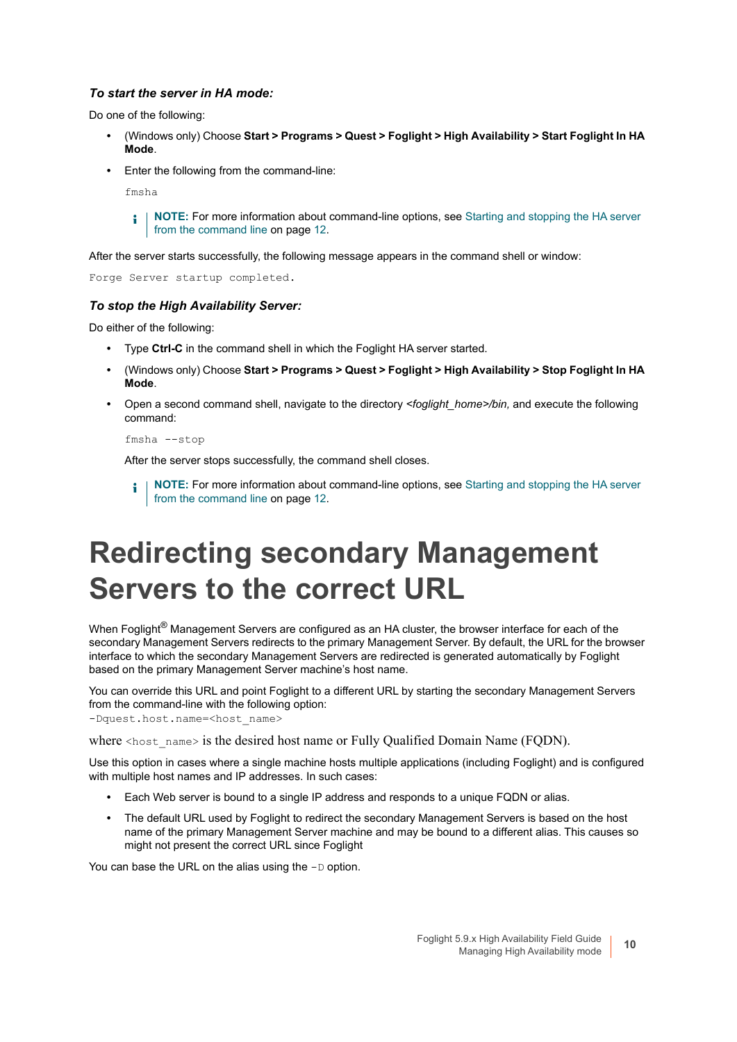***To start the server in HA mode:***

Do one of the following:

- (Windows only) Choose **Start > Programs > Quest > Foglight > High Availability > Start Foglight In HA Mode**.
- Enter the following from the command-line:

  ```
  fmsha
  ```

  > **NOTE:** For more information about command-line options, see Starting and stopping the HA server from the command line on page 12.

After the server starts successfully, the following message appears in the command shell or window:

```
Forge Server startup completed.
```

***To stop the High Availability Server:***

Do either of the following:

- Type **Ctrl-C** in the command shell in which the Foglight HA server started.
- (Windows only) Choose **Start > Programs > Quest > Foglight > High Availability > Stop Foglight In HA Mode**.
- Open a second command shell, navigate to the directory *<foglight_home>/bin,* and execute the following command:

  ```
  fmsha --stop
  ```

  After the server stops successfully, the command shell closes.

  > **NOTE:** For more information about command-line options, see Starting and stopping the HA server from the command line on page 12.

# Redirecting secondary Management Servers to the correct URL

When Foglight® Management Servers are configured as an HA cluster, the browser interface for each of the secondary Management Servers redirects to the primary Management Server. By default, the URL for the browser interface to which the secondary Management Servers are redirected is generated automatically by Foglight based on the primary Management Server machine's host name.

You can override this URL and point Foglight to a different URL by starting the secondary Management Servers from the command-line with the following option:
`-Dquest.host.name=<host_name>`

where `<host_name>` is the desired host name or Fully Qualified Domain Name (FQDN).

Use this option in cases where a single machine hosts multiple applications (including Foglight) and is configured with multiple host names and IP addresses. In such cases:

- Each Web server is bound to a single IP address and responds to a unique FQDN or alias.
- The default URL used by Foglight to redirect the secondary Management Servers is based on the host name of the primary Management Server machine and may be bound to a different alias. This causes so might not present the correct URL since Foglight

You can base the URL on the alias using the `-D` option.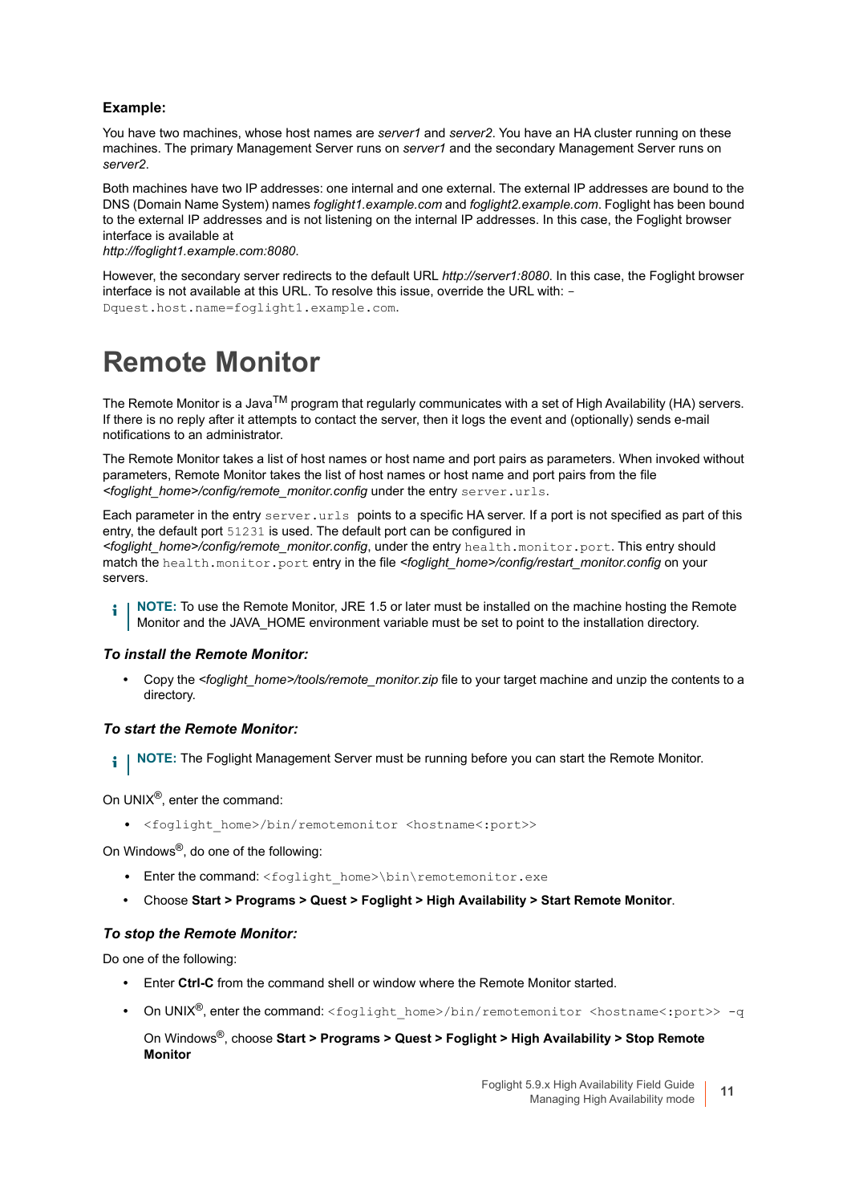**Example:**

You have two machines, whose host names are *server1* and *server2*. You have an HA cluster running on these machines. The primary Management Server runs on *server1* and the secondary Management Server runs on *server2*.

Both machines have two IP addresses: one internal and one external. The external IP addresses are bound to the DNS (Domain Name System) names *foglight1.example.com* and *foglight2.example.com*. Foglight has been bound to the external IP addresses and is not listening on the internal IP addresses. In this case, the Foglight browser interface is available at
*http://foglight1.example.com:8080*.

However, the secondary server redirects to the default URL *http://server1:8080*. In this case, the Foglight browser interface is not available at this URL. To resolve this issue, override the URL with: `-Dquest.host.name=foglight1.example.com`.

# Remote Monitor

The Remote Monitor is a Java™ program that regularly communicates with a set of High Availability (HA) servers. If there is no reply after it attempts to contact the server, then it logs the event and (optionally) sends e-mail notifications to an administrator.

The Remote Monitor takes a list of host names or host name and port pairs as parameters. When invoked without parameters, Remote Monitor takes the list of host names or host name and port pairs from the file *<foglight_home>/config/remote_monitor.config* under the entry `server.urls`.

Each parameter in the entry `server.urls` points to a specific HA server. If a port is not specified as part of this entry, the default port `51231` is used. The default port can be configured in *<foglight_home>/config/remote_monitor.config*, under the entry `health.monitor.port`. This entry should match the `health.monitor.port` entry in the file *<foglight_home>/config/restart_monitor.config* on your servers.

**NOTE:** To use the Remote Monitor, JRE 1.5 or later must be installed on the machine hosting the Remote Monitor and the JAVA_HOME environment variable must be set to point to the installation directory.

### *To install the Remote Monitor:*

- Copy the *<foglight_home>/tools/remote_monitor.zip* file to your target machine and unzip the contents to a directory.

### *To start the Remote Monitor:*

**NOTE:** The Foglight Management Server must be running before you can start the Remote Monitor.

On UNIX®, enter the command:

- `<foglight_home>/bin/remotemonitor <hostname<:port>>`

On Windows®, do one of the following:

- Enter the command: `<foglight_home>\bin\remotemonitor.exe`
- Choose **Start > Programs > Quest > Foglight > High Availability > Start Remote Monitor**.

### *To stop the Remote Monitor:*

Do one of the following:

- Enter **Ctrl-C** from the command shell or window where the Remote Monitor started.
- On UNIX®, enter the command: `<foglight_home>/bin/remotemonitor <hostname<:port>> -q`

  On Windows®, choose **Start > Programs > Quest > Foglight > High Availability > Stop Remote Monitor**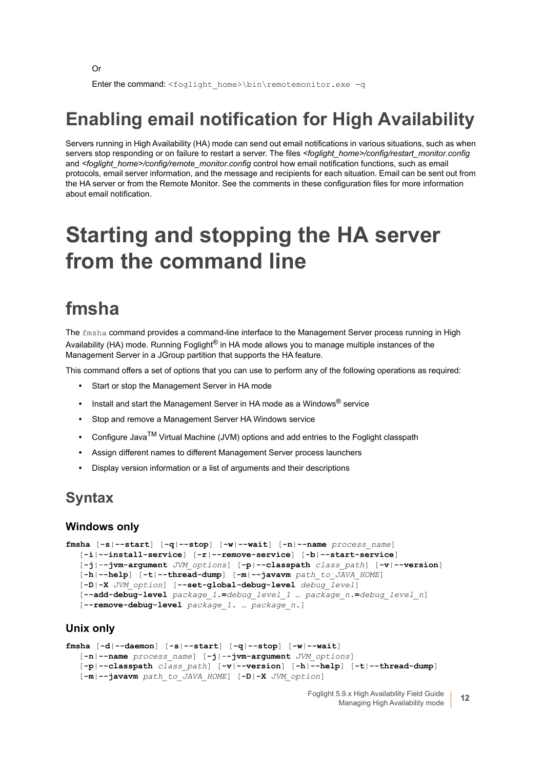Or

Enter the command: `<foglight_home>\bin\remotemonitor.exe -q`

## Enabling email notification for High Availability

Servers running in High Availability (HA) mode can send out email notifications in various situations, such as when servers stop responding or on failure to restart a server. The files *<foglight_home>/config/restart_monitor.config* and *<foglight_home>/config/remote_monitor.config* control how email notification functions, such as email protocols, email server information, and the message and recipients for each situation. Email can be sent out from the HA server or from the Remote Monitor. See the comments in these configuration files for more information about email notification.

# Starting and stopping the HA server from the command line

## fmsha

The `fmsha` command provides a command-line interface to the Management Server process running in High Availability (HA) mode. Running Foglight® in HA mode allows you to manage multiple instances of the Management Server in a JGroup partition that supports the HA feature.

This command offers a set of options that you can use to perform any of the following operations as required:

- Start or stop the Management Server in HA mode
- Install and start the Management Server in HA mode as a Windows® service
- Stop and remove a Management Server HA Windows service
- Configure Java™ Virtual Machine (JVM) options and add entries to the Foglight classpath
- Assign different names to different Management Server process launchers
- Display version information or a list of arguments and their descriptions

### Syntax

#### Windows only

```
fmsha [-s|--start] [-q|--stop] [-w|--wait] [-n|--name process_name]
   [-i|--install-service] [-r|--remove-service] [-b|--start-service]
   [-j|--jvm-argument JVM_options] [-p|--classpath class_path] [-v|--version]
   [-h|--help] [-t|--thread-dump] [-m|--javavm path_to_JAVA_HOME]
   [-D|-X JVM_option] [--set-global-debug-level debug_level]
   [--add-debug-level package_1.=debug_level_1 … package_n.=debug_level_n]
   [--remove-debug-level package_1. … package_n.]
```

#### Unix only

```
fmsha [-d|--daemon] [-s|--start] [-q|--stop] [-w|--wait]
   [-n|--name process_name] [-j|--jvm-argument JVM_options]
   [-p|--classpath class_path] [-v|--version] [-h|--help] [-t|--thread-dump]
   [-m|--javavm path_to_JAVA_HOME] [-D|-X JVM_option]
```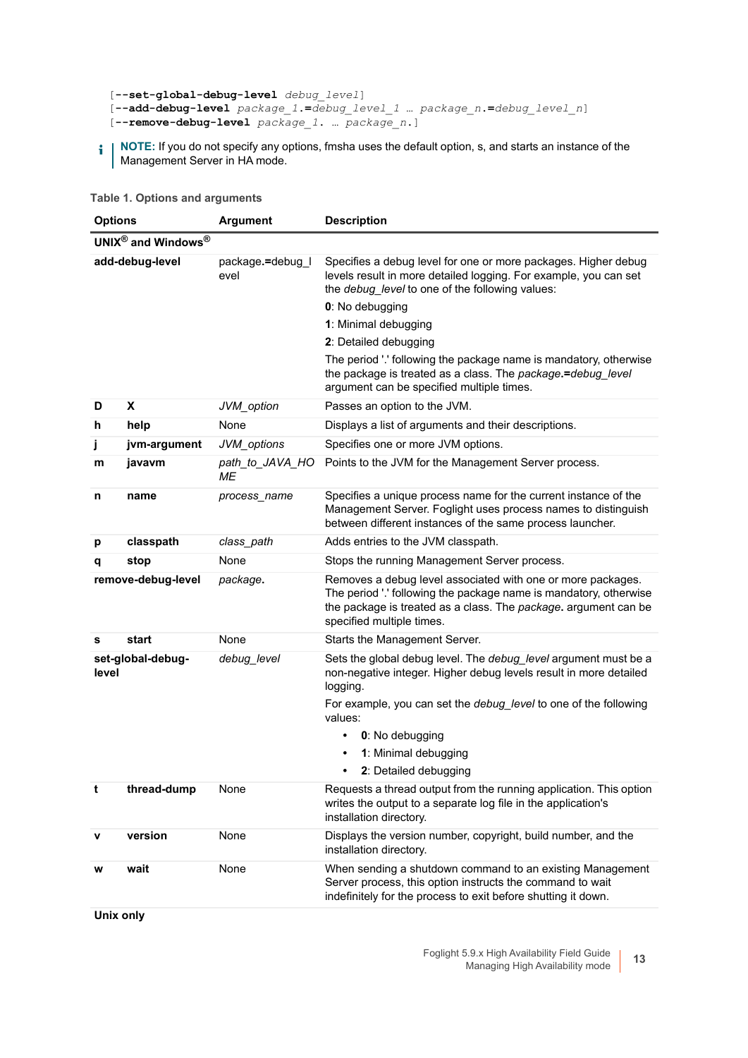```
[--set-global-debug-level debug_level]
[--add-debug-level package_1.=debug_level_1 … package_n.=debug_level_n]
[--remove-debug-level package_1. … package_n.]
```

**NOTE:** If you do not specify any options, fmsha uses the default option, s, and starts an instance of the Management Server in HA mode.

**Table 1. Options and arguments**

| Options | | Argument | Description |
|---|---|---|---|
| **UNIX® and Windows®** | | | |
| **add-debug-level** | | package.=debug_level | Specifies a debug level for one or more packages. Higher debug levels result in more detailed logging. For example, you can set the *debug_level* to one of the following values:<br>**0**: No debugging<br>**1**: Minimal debugging<br>**2**: Detailed debugging<br>The period '.' following the package name is mandatory, otherwise the package is treated as a class. The *package***.=***debug_level* argument can be specified multiple times. |
| **D** | **X** | *JVM_option* | Passes an option to the JVM. |
| **h** | **help** | None | Displays a list of arguments and their descriptions. |
| **j** | **jvm-argument** | *JVM_options* | Specifies one or more JVM options. |
| **m** | **javavm** | *path_to_JAVA_HOME* | Points to the JVM for the Management Server process. |
| **n** | **name** | *process_name* | Specifies a unique process name for the current instance of the Management Server. Foglight uses process names to distinguish between different instances of the same process launcher. |
| **p** | **classpath** | *class_path* | Adds entries to the JVM classpath. |
| **q** | **stop** | None | Stops the running Management Server process. |
| **remove-debug-level** | | *package***.** | Removes a debug level associated with one or more packages. The period '.' following the package name is mandatory, otherwise the package is treated as a class. The *package***.** argument can be specified multiple times. |
| **s** | **start** | None | Starts the Management Server. |
| **set-global-debug-level** | | *debug_level* | Sets the global debug level. The *debug_level* argument must be a non-negative integer. Higher debug levels result in more detailed logging.<br>For example, you can set the *debug_level* to one of the following values:<br>• **0**: No debugging<br>• **1**: Minimal debugging<br>• **2**: Detailed debugging |
| **t** | **thread-dump** | None | Requests a thread output from the running application. This option writes the output to a separate log file in the application's installation directory. |
| **v** | **version** | None | Displays the version number, copyright, build number, and the installation directory. |
| **w** | **wait** | None | When sending a shutdown command to an existing Management Server process, this option instructs the command to wait indefinitely for the process to exit before shutting it down. |
| **Unix only** | | | |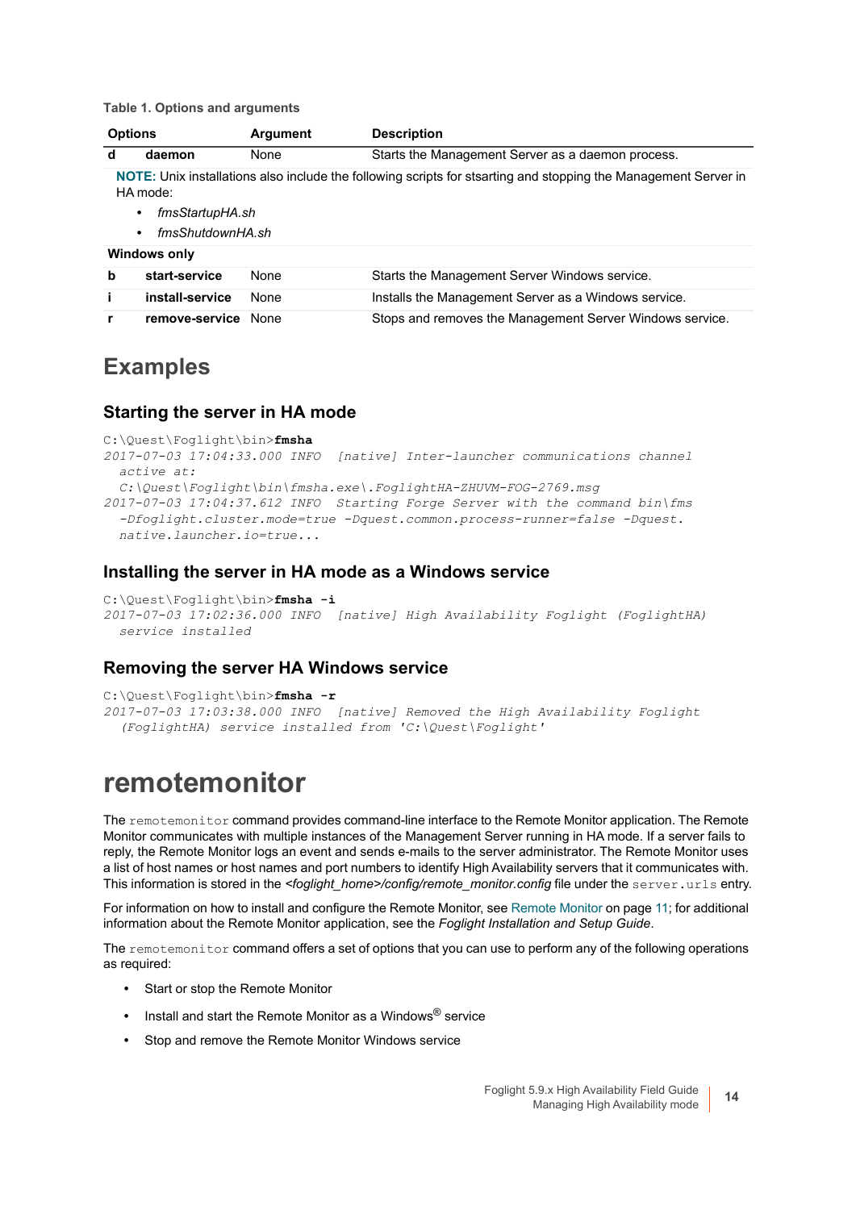Table 1. Options and arguments

| Options | | Argument | Description |
|---|---|---|---|
| d | daemon | None | Starts the Management Server as a daemon process. |
| **NOTE:** Unix installations also include the following scripts for stsarting and stopping the Management Server in HA mode: • *fmsStartupHA.sh* • *fmsShutdownHA.sh* | | | |
| **Windows only** | | | |
| b | start-service | None | Starts the Management Server Windows service. |
| i | install-service | None | Installs the Management Server as a Windows service. |
| r | remove-service | None | Stops and removes the Management Server Windows service. |

## Examples

### Starting the server in HA mode

```
C:\Quest\Foglight\bin>fmsha
2017-07-03 17:04:33.000 INFO  [native] Inter-launcher communications channel
  active at:
  C:\Quest\Foglight\bin\fmsha.exe\.FoglightHA-ZHUVM-FOG-2769.msg
2017-07-03 17:04:37.612 INFO  Starting Forge Server with the command bin\fms
  -Dfoglight.cluster.mode=true -Dquest.common.process-runner=false -Dquest.
  native.launcher.io=true...
```

### Installing the server in HA mode as a Windows service

```
C:\Quest\Foglight\bin>fmsha -i
2017-07-03 17:02:36.000 INFO  [native] High Availability Foglight (FoglightHA)
  service installed
```

### Removing the server HA Windows service

```
C:\Quest\Foglight\bin>fmsha -r
2017-07-03 17:03:38.000 INFO  [native] Removed the High Availability Foglight
  (FoglightHA) service installed from 'C:\Quest\Foglight'
```

# remotemonitor

The `remotemonitor` command provides command-line interface to the Remote Monitor application. The Remote Monitor communicates with multiple instances of the Management Server running in HA mode. If a server fails to reply, the Remote Monitor logs an event and sends e-mails to the server administrator. The Remote Monitor uses a list of host names or host names and port numbers to identify High Availability servers that it communicates with. This information is stored in the *<foglight_home>/config/remote_monitor.config* file under the `server.urls` entry.

For information on how to install and configure the Remote Monitor, see Remote Monitor on page 11; for additional information about the Remote Monitor application, see the *Foglight Installation and Setup Guide*.

The `remotemonitor` command offers a set of options that you can use to perform any of the following operations as required:

- Start or stop the Remote Monitor
- Install and start the Remote Monitor as a Windows® service
- Stop and remove the Remote Monitor Windows service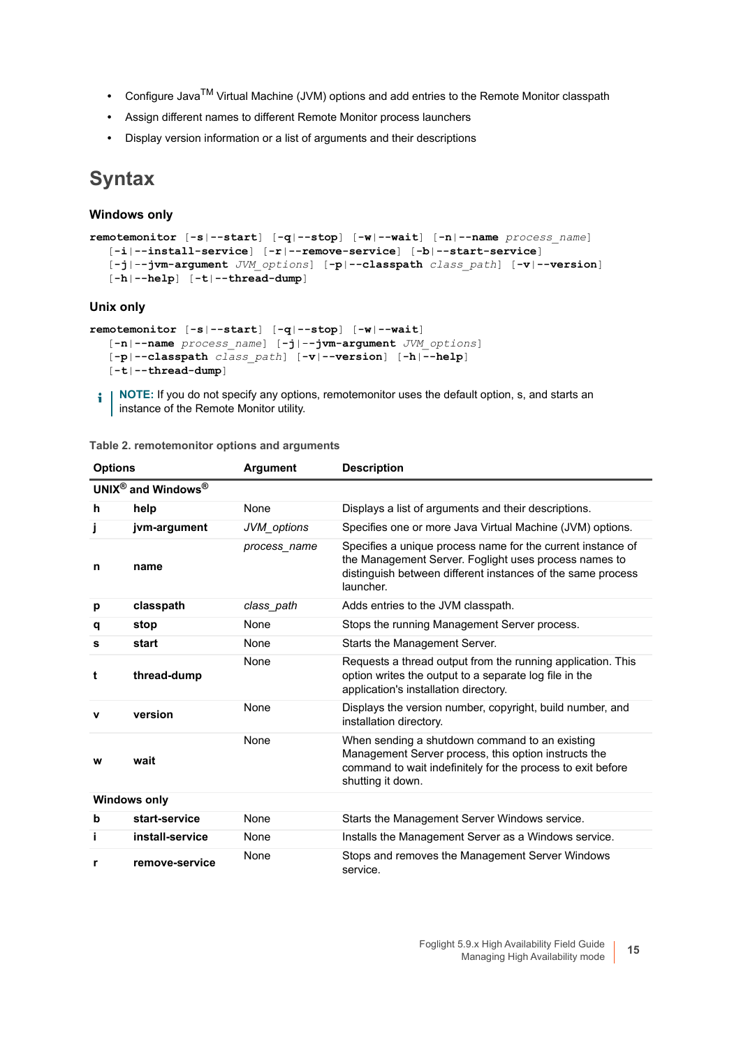- Configure Java™ Virtual Machine (JVM) options and add entries to the Remote Monitor classpath
- Assign different names to different Remote Monitor process launchers
- Display version information or a list of arguments and their descriptions

# Syntax

### Windows only

```
remotemonitor [-s|--start] [-q|--stop] [-w|--wait] [-n|--name process_name]
   [-i|--install-service] [-r|--remove-service] [-b|--start-service]
   [-j|--jvm-argument JVM_options] [-p|--classpath class_path] [-v|--version]
   [-h|--help] [-t|--thread-dump]
```

### Unix only

```
remotemonitor [-s|--start] [-q|--stop] [-w|--wait]
   [-n|--name process_name] [-j|--jvm-argument JVM_options]
   [-p|--classpath class_path] [-v|--version] [-h|--help]
   [-t|--thread-dump]
```

> **NOTE:** If you do not specify any options, remotemonitor uses the default option, s, and starts an instance of the Remote Monitor utility.

**Table 2. remotemonitor options and arguments**

| Options | | Argument | Description |
|---|---|---|---|
| **UNIX® and Windows®** | | | |
| **h** | **help** | None | Displays a list of arguments and their descriptions. |
| **j** | **jvm-argument** | *JVM_options* | Specifies one or more Java Virtual Machine (JVM) options. |
| **n** | **name** | *process_name* | Specifies a unique process name for the current instance of the Management Server. Foglight uses process names to distinguish between different instances of the same process launcher. |
| **p** | **classpath** | *class_path* | Adds entries to the JVM classpath. |
| **q** | **stop** | None | Stops the running Management Server process. |
| **s** | **start** | None | Starts the Management Server. |
| **t** | **thread-dump** | None | Requests a thread output from the running application. This option writes the output to a separate log file in the application's installation directory. |
| **v** | **version** | None | Displays the version number, copyright, build number, and installation directory. |
| **w** | **wait** | None | When sending a shutdown command to an existing Management Server process, this option instructs the command to wait indefinitely for the process to exit before shutting it down. |
| **Windows only** | | | |
| **b** | **start-service** | None | Starts the Management Server Windows service. |
| **i** | **install-service** | None | Installs the Management Server as a Windows service. |
| **r** | **remove-service** | None | Stops and removes the Management Server Windows service. |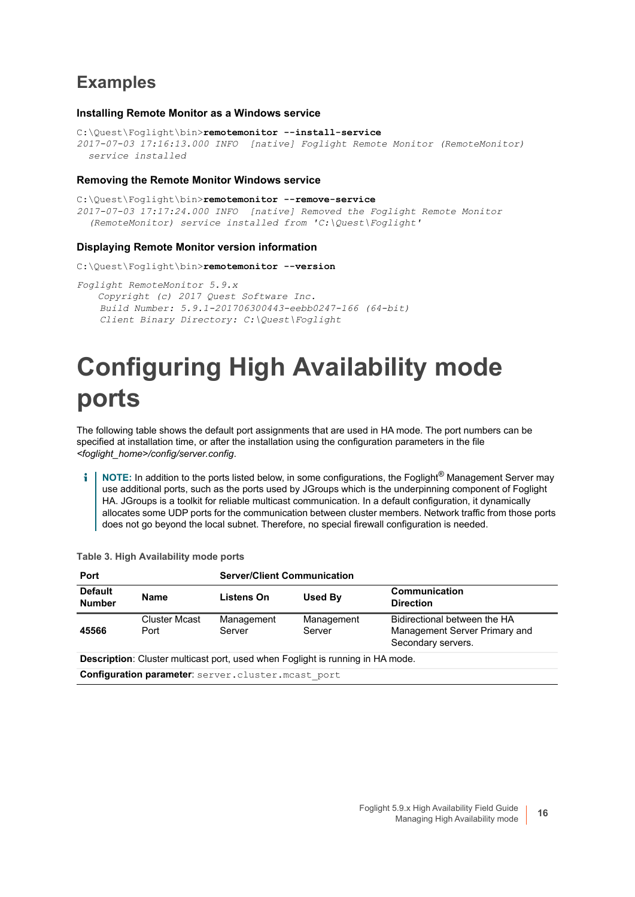## Examples

#### Installing Remote Monitor as a Windows service

```
C:\Quest\Foglight\bin>remotemonitor --install-service
2017-07-03 17:16:13.000 INFO  [native] Foglight Remote Monitor (RemoteMonitor)
  service installed
```

#### Removing the Remote Monitor Windows service

```
C:\Quest\Foglight\bin>remotemonitor --remove-service
2017-07-03 17:17:24.000 INFO  [native] Removed the Foglight Remote Monitor
  (RemoteMonitor) service installed from 'C:\Quest\Foglight'
```

#### Displaying Remote Monitor version information

```
C:\Quest\Foglight\bin>remotemonitor --version

Foglight RemoteMonitor 5.9.x
    Copyright (c) 2017 Quest Software Inc.
    Build Number: 5.9.1-201706300443-eebb0247-166 (64-bit)
    Client Binary Directory: C:\Quest\Foglight
```

# Configuring High Availability mode ports

The following table shows the default port assignments that are used in HA mode. The port numbers can be specified at installation time, or after the installation using the configuration parameters in the file *<foglight_home>/config/server.config*.

**NOTE:** In addition to the ports listed below, in some configurations, the Foglight® Management Server may use additional ports, such as the ports used by JGroups which is the underpinning component of Foglight HA. JGroups is a toolkit for reliable multicast communication. In a default configuration, it dynamically allocates some UDP ports for the communication between cluster members. Network traffic from those ports does not go beyond the local subnet. Therefore, no special firewall configuration is needed.

**Table 3. High Availability mode ports**

| Port | | Server/Client Communication | | |
|---|---|---|---|---|
| **Default Number** | **Name** | **Listens On** | **Used By** | **Communication Direction** |
| **45566** | Cluster Mcast Port | Management Server | Management Server | Bidirectional between the HA Management Server Primary and Secondary servers. |
| **Description**: Cluster multicast port, used when Foglight is running in HA mode. | | | | |
| **Configuration parameter**: `server.cluster.mcast_port` | | | | |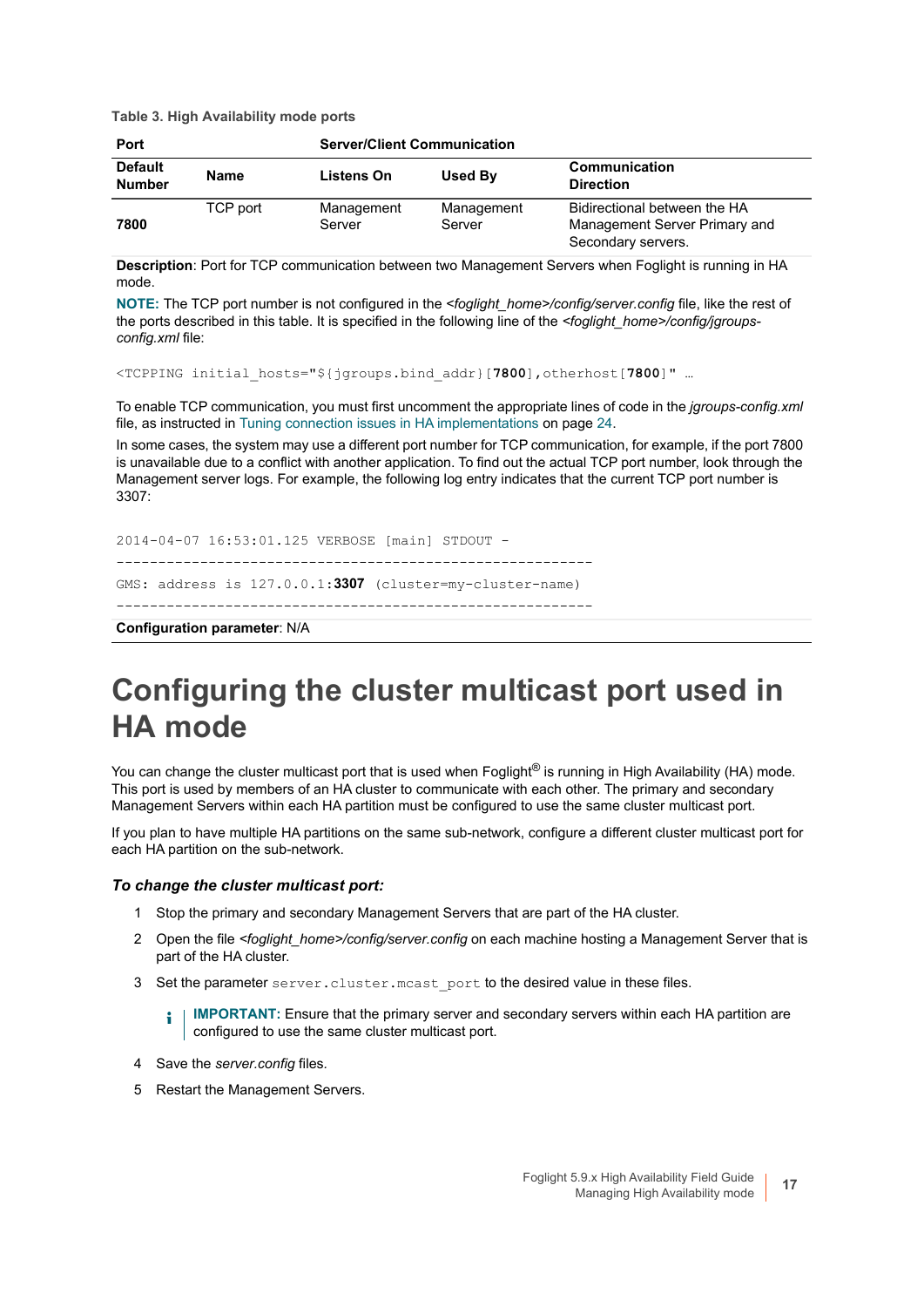Table 3. High Availability mode ports

| Port | | Server/Client Communication | | |
|---|---|---|---|---|
| **Default Number** | **Name** | **Listens On** | **Used By** | **Communication Direction** |
| **7800** | TCP port | Management Server | Management Server | Bidirectional between the HA Management Server Primary and Secondary servers. |

**Description**: Port for TCP communication between two Management Servers when Foglight is running in HA mode.

**NOTE:** The TCP port number is not configured in the *<foglight_home>/config/server.config* file, like the rest of the ports described in this table. It is specified in the following line of the *<foglight_home>/config/jgroups-config.xml* file:

```
<TCPPING initial_hosts="${jgroups.bind_addr}[7800],otherhost[7800]" …
```

To enable TCP communication, you must first uncomment the appropriate lines of code in the *jgroups-config.xml* file, as instructed in Tuning connection issues in HA implementations on page 24.

In some cases, the system may use a different port number for TCP communication, for example, if the port 7800 is unavailable due to a conflict with another application. To find out the actual TCP port number, look through the Management server logs. For example, the following log entry indicates that the current TCP port number is 3307:

```
2014-04-07 16:53:01.125 VERBOSE [main] STDOUT -
---------------------------------------------------------
GMS: address is 127.0.0.1:3307 (cluster=my-cluster-name)
---------------------------------------------------------
```

**Configuration parameter**: N/A

# Configuring the cluster multicast port used in HA mode

You can change the cluster multicast port that is used when Foglight® is running in High Availability (HA) mode. This port is used by members of an HA cluster to communicate with each other. The primary and secondary Management Servers within each HA partition must be configured to use the same cluster multicast port.

If you plan to have multiple HA partitions on the same sub-network, configure a different cluster multicast port for each HA partition on the sub-network.

### *To change the cluster multicast port:*

1. Stop the primary and secondary Management Servers that are part of the HA cluster.
2. Open the file *<foglight_home>/config/server.config* on each machine hosting a Management Server that is part of the HA cluster.
3. Set the parameter `server.cluster.mcast_port` to the desired value in these files.

   **IMPORTANT:** Ensure that the primary server and secondary servers within each HA partition are configured to use the same cluster multicast port.

4. Save the *server.config* files.
5. Restart the Management Servers.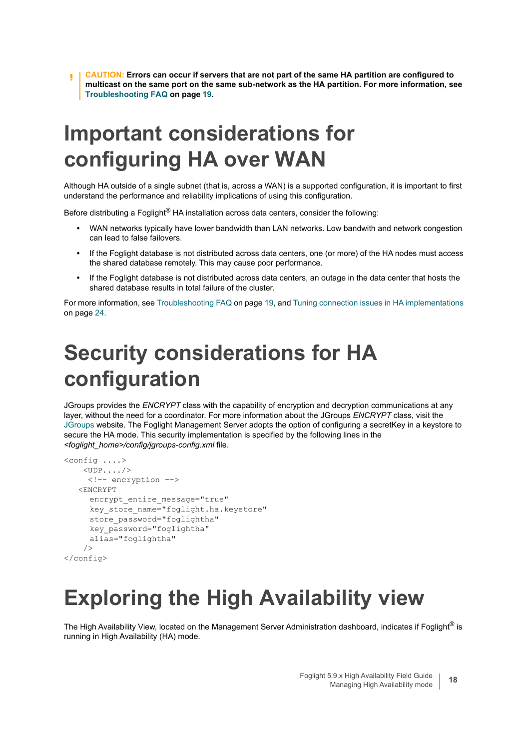**CAUTION: Errors can occur if servers that are not part of the same HA partition are configured to multicast on the same port on the same sub-network as the HA partition. For more information, see Troubleshooting FAQ on page 19.**

# Important considerations for configuring HA over WAN

Although HA outside of a single subnet (that is, across a WAN) is a supported configuration, it is important to first understand the performance and reliability implications of using this configuration.

Before distributing a Foglight® HA installation across data centers, consider the following:

- WAN networks typically have lower bandwidth than LAN networks. Low bandwith and network congestion can lead to false failovers.
- If the Foglight database is not distributed across data centers, one (or more) of the HA nodes must access the shared database remotely. This may cause poor performance.
- If the Foglight database is not distributed across data centers, an outage in the data center that hosts the shared database results in total failure of the cluster.

For more information, see Troubleshooting FAQ on page 19, and Tuning connection issues in HA implementations on page 24.

# Security considerations for HA configuration

JGroups provides the *ENCRYPT* class with the capability of encryption and decryption communications at any layer, without the need for a coordinator. For more information about the JGroups *ENCRYPT* class, visit the JGroups website. The Foglight Management Server adopts the option of configuring a secretKey in a keystore to secure the HA mode. This security implementation is specified by the following lines in the *<foglight_home>/config/jgroups-config.xml* file.

```
<config ....>
    <UDP..../>
     <!-- encryption -->
   <ENCRYPT
      encrypt_entire_message="true"
      key_store_name="foglight.ha.keystore"
      store_password="foglightha"
      key_password="foglightha"
      alias="foglightha"
    />
</config>
```

# Exploring the High Availability view

The High Availability View, located on the Management Server Administration dashboard, indicates if Foglight® is running in High Availability (HA) mode.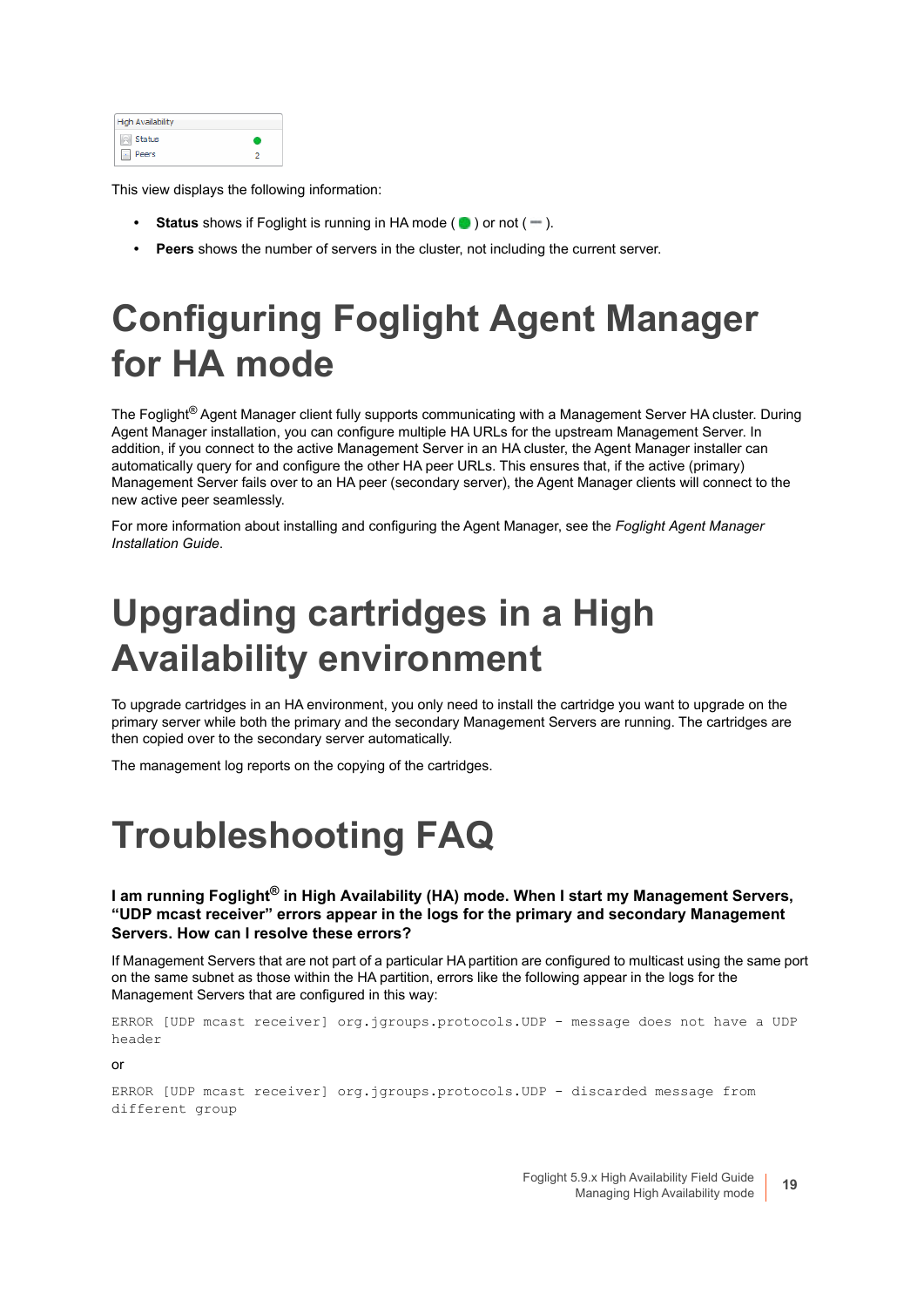This view displays the following information:

- **Status** shows if Foglight is running in HA mode ( ● ) or not ( — ).
- **Peers** shows the number of servers in the cluster, not including the current server.

# Configuring Foglight Agent Manager for HA mode

The Foglight® Agent Manager client fully supports communicating with a Management Server HA cluster. During Agent Manager installation, you can configure multiple HA URLs for the upstream Management Server. In addition, if you connect to the active Management Server in an HA cluster, the Agent Manager installer can automatically query for and configure the other HA peer URLs. This ensures that, if the active (primary) Management Server fails over to an HA peer (secondary server), the Agent Manager clients will connect to the new active peer seamlessly.

For more information about installing and configuring the Agent Manager, see the *Foglight Agent Manager Installation Guide*.

# Upgrading cartridges in a High Availability environment

To upgrade cartridges in an HA environment, you only need to install the cartridge you want to upgrade on the primary server while both the primary and the secondary Management Servers are running. The cartridges are then copied over to the secondary server automatically.

The management log reports on the copying of the cartridges.

# Troubleshooting FAQ

**I am running Foglight® in High Availability (HA) mode. When I start my Management Servers, “UDP mcast receiver” errors appear in the logs for the primary and secondary Management Servers. How can I resolve these errors?**

If Management Servers that are not part of a particular HA partition are configured to multicast using the same port on the same subnet as those within the HA partition, errors like the following appear in the logs for the Management Servers that are configured in this way:

```
ERROR [UDP mcast receiver] org.jgroups.protocols.UDP - message does not have a UDP header
```

or

```
ERROR [UDP mcast receiver] org.jgroups.protocols.UDP - discarded message from different group
```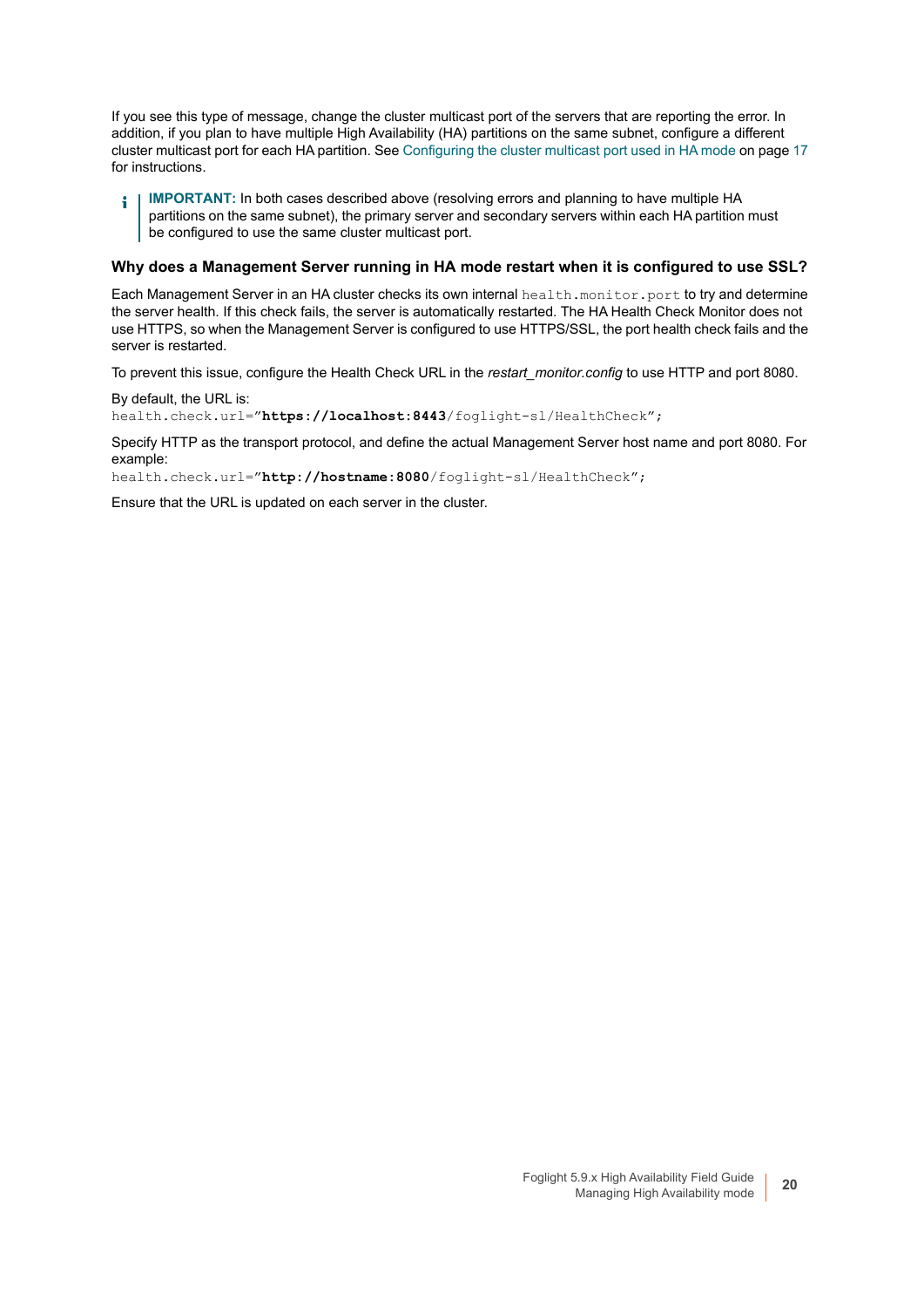If you see this type of message, change the cluster multicast port of the servers that are reporting the error. In addition, if you plan to have multiple High Availability (HA) partitions on the same subnet, configure a different cluster multicast port for each HA partition. See Configuring the cluster multicast port used in HA mode on page 17 for instructions.

> **IMPORTANT:** In both cases described above (resolving errors and planning to have multiple HA partitions on the same subnet), the primary server and secondary servers within each HA partition must be configured to use the same cluster multicast port.

### Why does a Management Server running in HA mode restart when it is configured to use SSL?

Each Management Server in an HA cluster checks its own internal `health.monitor.port` to try and determine the server health. If this check fails, the server is automatically restarted. The HA Health Check Monitor does not use HTTPS, so when the Management Server is configured to use HTTPS/SSL, the port health check fails and the server is restarted.

To prevent this issue, configure the Health Check URL in the *restart_monitor.config* to use HTTP and port 8080.

By default, the URL is:

```
health.check.url="https://localhost:8443/foglight-sl/HealthCheck";
```

Specify HTTP as the transport protocol, and define the actual Management Server host name and port 8080. For example:

```
health.check.url="http://hostname:8080/foglight-sl/HealthCheck";
```

Ensure that the URL is updated on each server in the cluster.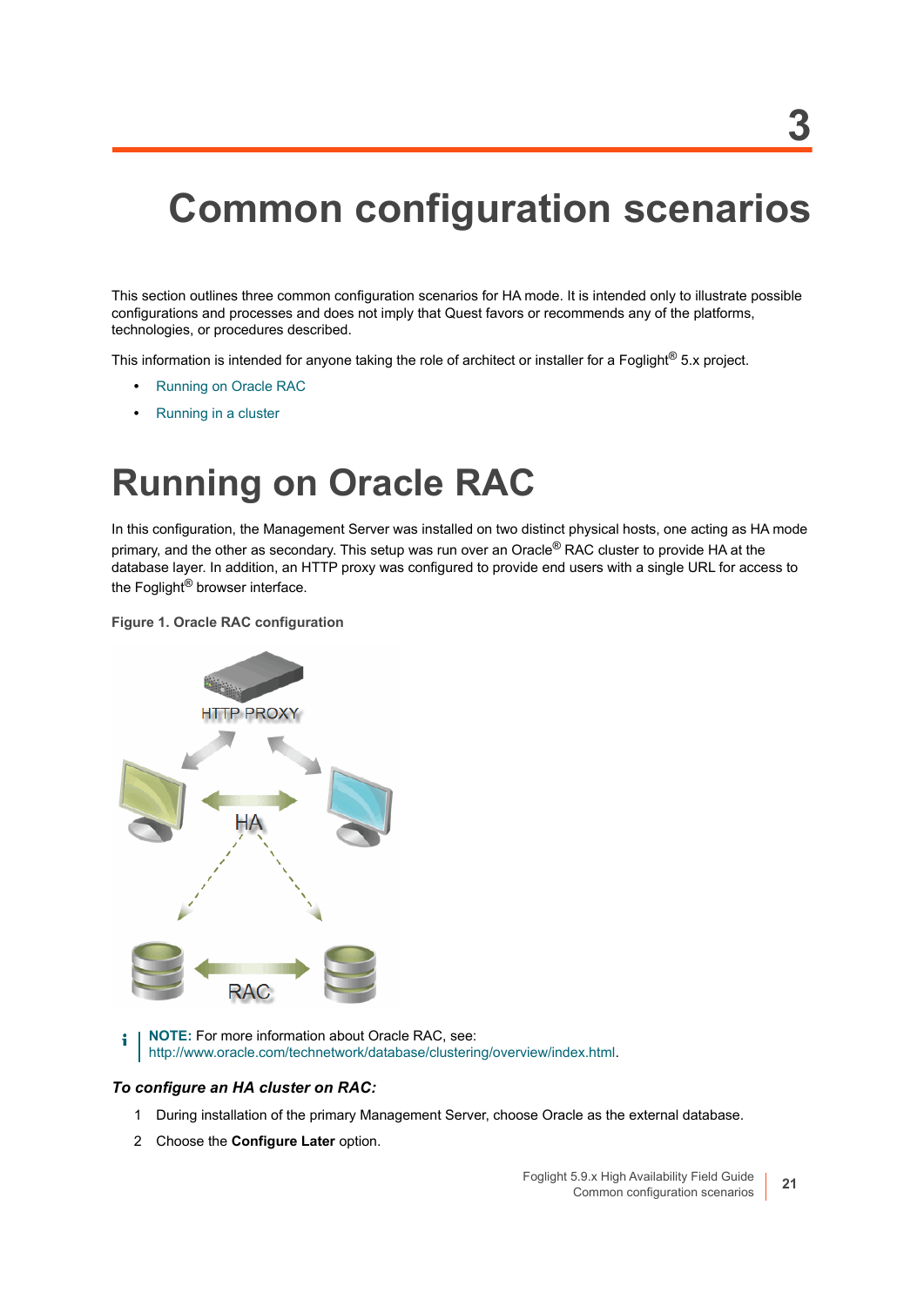# 3 Common configuration scenarios

This section outlines three common configuration scenarios for HA mode. It is intended only to illustrate possible configurations and processes and does not imply that Quest favors or recommends any of the platforms, technologies, or procedures described.

This information is intended for anyone taking the role of architect or installer for a Foglight® 5.x project.

- Running on Oracle RAC
- Running in a cluster

## Running on Oracle RAC

In this configuration, the Management Server was installed on two distinct physical hosts, one acting as HA mode primary, and the other as secondary. This setup was run over an Oracle® RAC cluster to provide HA at the database layer. In addition, an HTTP proxy was configured to provide end users with a single URL for access to the Foglight® browser interface.

**Figure 1. Oracle RAC configuration**

> **NOTE:** For more information about Oracle RAC, see: http://www.oracle.com/technetwork/database/clustering/overview/index.html.

***To configure an HA cluster on RAC:***

1. During installation of the primary Management Server, choose Oracle as the external database.
2. Choose the **Configure Later** option.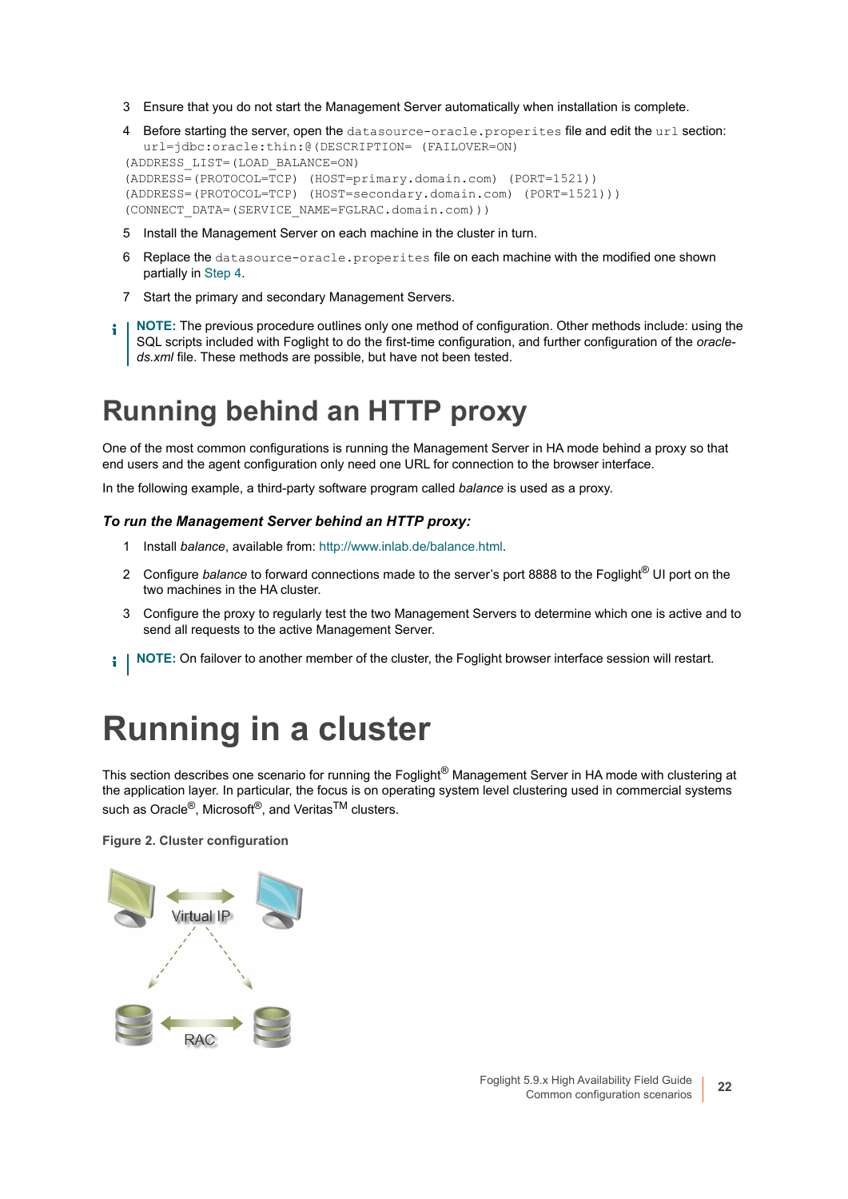3 Ensure that you do not start the Management Server automatically when installation is complete.

4 Before starting the server, open the `datasource-oracle.properties` file and edit the `url` section:

```
url=jdbc:oracle:thin:@(DESCRIPTION= (FAILOVER=ON)
(ADDRESS_LIST=(LOAD_BALANCE=ON)
(ADDRESS=(PROTOCOL=TCP) (HOST=primary.domain.com) (PORT=1521))
(ADDRESS=(PROTOCOL=TCP) (HOST=secondary.domain.com) (PORT=1521)))
(CONNECT_DATA=(SERVICE_NAME=FGLRAC.domain.com)))
```

5 Install the Management Server on each machine in the cluster in turn.

6 Replace the `datasource-oracle.properties` file on each machine with the modified one shown partially in Step 4.

7 Start the primary and secondary Management Servers.

**NOTE:** The previous procedure outlines only one method of configuration. Other methods include: using the SQL scripts included with Foglight to do the first-time configuration, and further configuration of the *oracle-ds.xml* file. These methods are possible, but have not been tested.

# Running behind an HTTP proxy

One of the most common configurations is running the Management Server in HA mode behind a proxy so that end users and the agent configuration only need one URL for connection to the browser interface.

In the following example, a third-party software program called *balance* is used as a proxy.

### *To run the Management Server behind an HTTP proxy:*

1 Install *balance*, available from: http://www.inlab.de/balance.html.

2 Configure *balance* to forward connections made to the server's port 8888 to the Foglight® UI port on the two machines in the HA cluster.

3 Configure the proxy to regularly test the two Management Servers to determine which one is active and to send all requests to the active Management Server.

**NOTE:** On failover to another member of the cluster, the Foglight browser interface session will restart.

# Running in a cluster

This section describes one scenario for running the Foglight® Management Server in HA mode with clustering at the application layer. In particular, the focus is on operating system level clustering used in commercial systems such as Oracle®, Microsoft®, and Veritas™ clusters.

**Figure 2. Cluster configuration**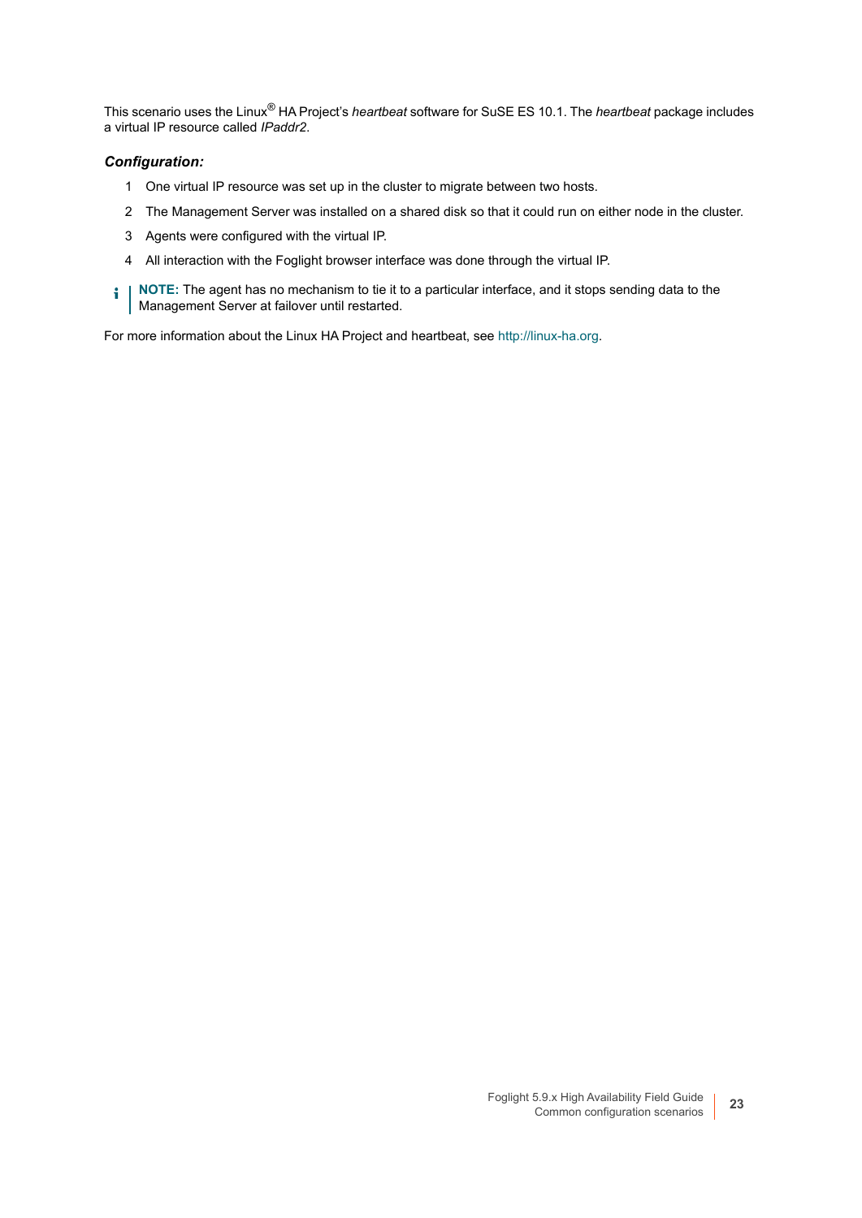This scenario uses the Linux® HA Project's *heartbeat* software for SuSE ES 10.1. The *heartbeat* package includes a virtual IP resource called *IPaddr2*.

***Configuration:***

1. One virtual IP resource was set up in the cluster to migrate between two hosts.
2. The Management Server was installed on a shared disk so that it could run on either node in the cluster.
3. Agents were configured with the virtual IP.
4. All interaction with the Foglight browser interface was done through the virtual IP.

> **NOTE:** The agent has no mechanism to tie it to a particular interface, and it stops sending data to the Management Server at failover until restarted.

For more information about the Linux HA Project and heartbeat, see http://linux-ha.org.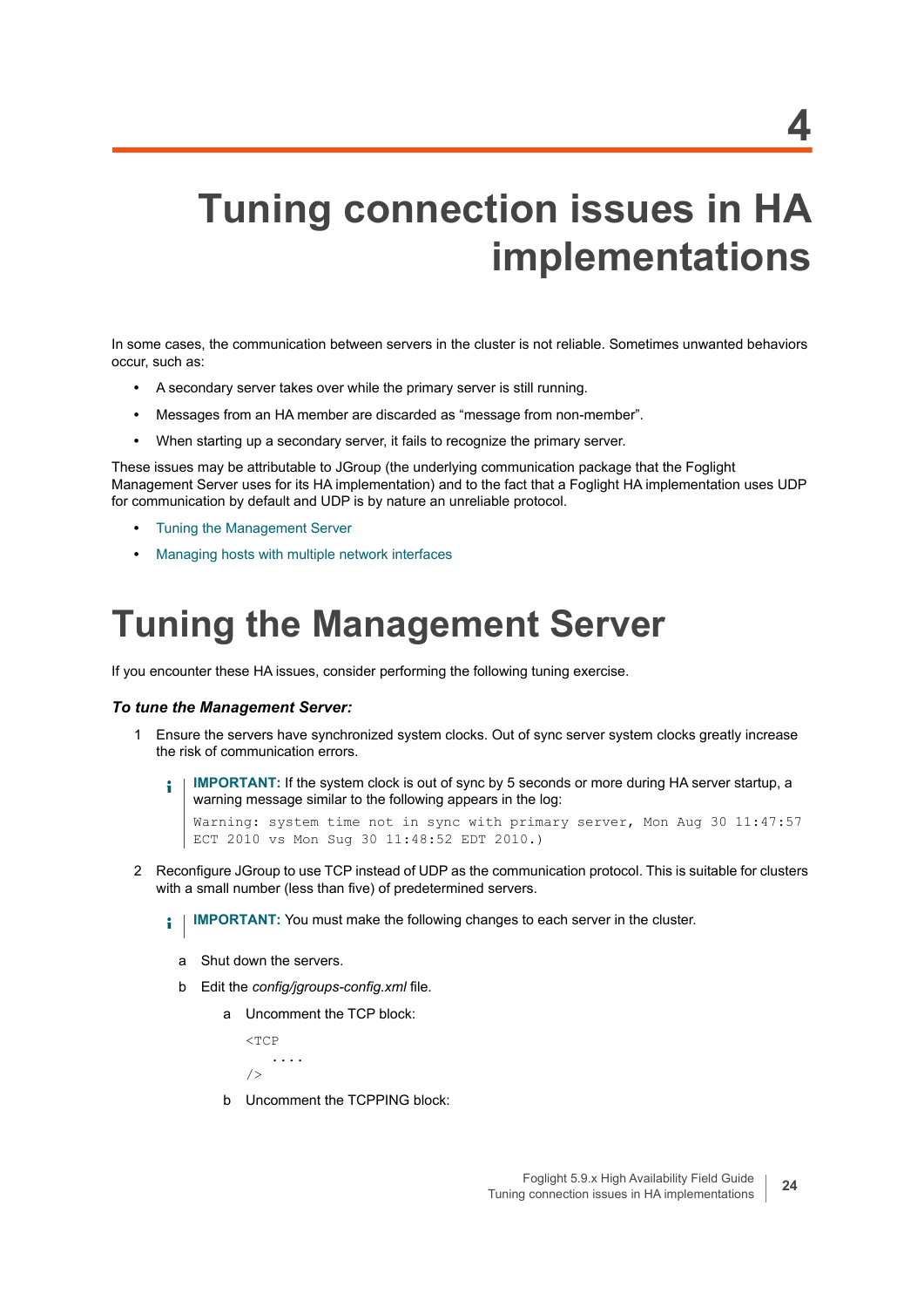# 4

# Tuning connection issues in HA implementations

In some cases, the communication between servers in the cluster is not reliable. Sometimes unwanted behaviors occur, such as:

- A secondary server takes over while the primary server is still running.
- Messages from an HA member are discarded as "message from non-member".
- When starting up a secondary server, it fails to recognize the primary server.

These issues may be attributable to JGroup (the underlying communication package that the Foglight Management Server uses for its HA implementation) and to the fact that a Foglight HA implementation uses UDP for communication by default and UDP is by nature an unreliable protocol.

- Tuning the Management Server
- Managing hosts with multiple network interfaces

## Tuning the Management Server

If you encounter these HA issues, consider performing the following tuning exercise.

***To tune the Management Server:***

1. Ensure the servers have synchronized system clocks. Out of sync server system clocks greatly increase the risk of communication errors.

   **IMPORTANT:** If the system clock is out of sync by 5 seconds or more during HA server startup, a warning message similar to the following appears in the log:

   ```
   Warning: system time not in sync with primary server, Mon Aug 30 11:47:57
   ECT 2010 vs Mon Sug 30 11:48:52 EDT 2010.)
   ```

2. Reconfigure JGroup to use TCP instead of UDP as the communication protocol. This is suitable for clusters with a small number (less than five) of predetermined servers.

   **IMPORTANT:** You must make the following changes to each server in the cluster.

   a. Shut down the servers.

   b. Edit the *config/jgroups-config.xml* file.

      a. Uncomment the TCP block:

      ```
      <TCP
          ....
      />
      ```

      b. Uncomment the TCPPING block: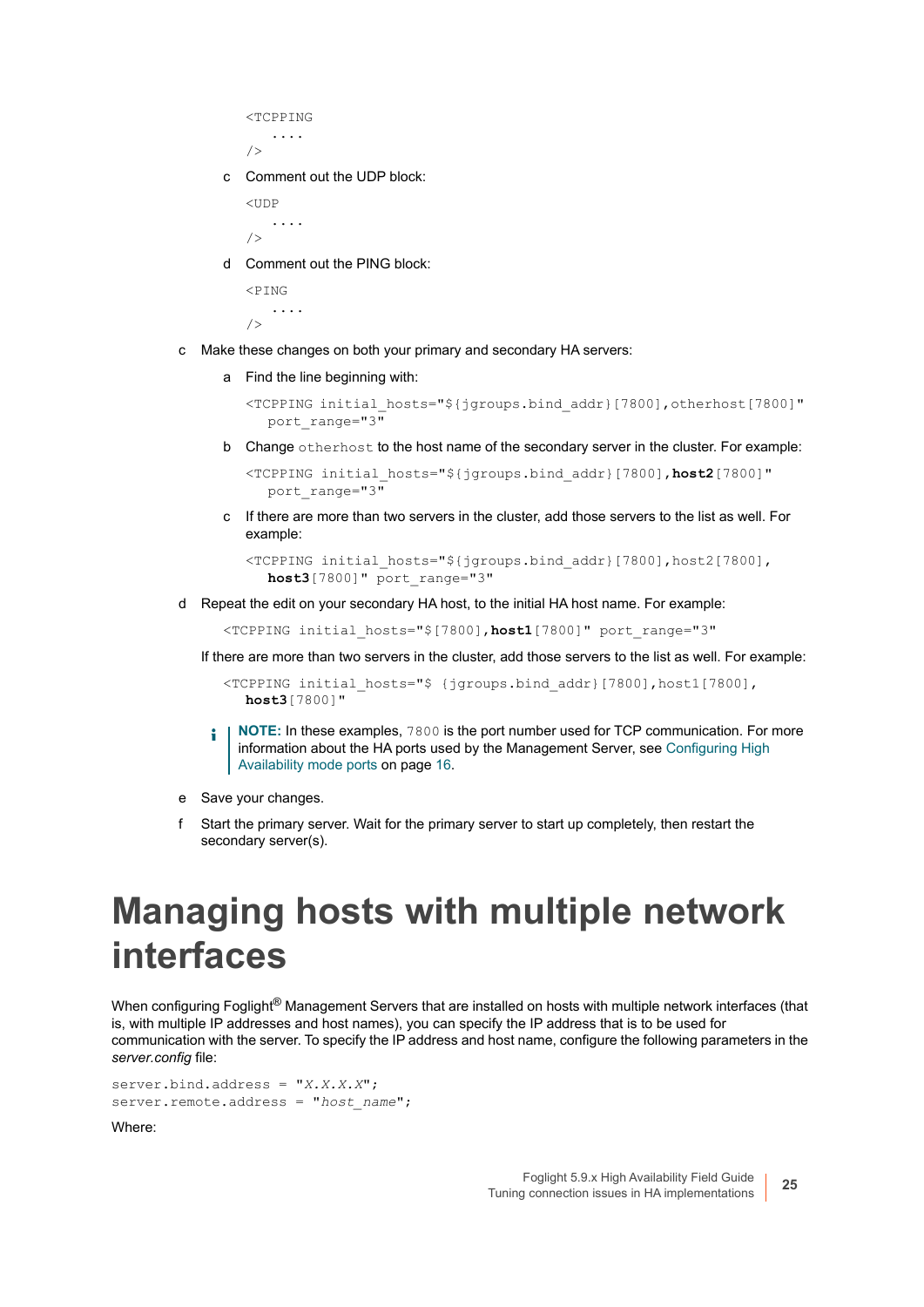```
<TCPPING
   ....
/>
```

c  Comment out the UDP block:

```
<UDP
   ....
/>
```

d  Comment out the PING block:

```
<PING
   ....
/>
```

c  Make these changes on both your primary and secondary HA servers:

a  Find the line beginning with:

```
<TCPPING initial_hosts="${jgroups.bind_addr}[7800],otherhost[7800]"
   port_range="3"
```

b  Change `otherhost` to the host name of the secondary server in the cluster. For example:

```
<TCPPING initial_hosts="${jgroups.bind_addr}[7800],host2[7800]"
   port_range="3"
```

c  If there are more than two servers in the cluster, add those servers to the list as well. For example:

```
<TCPPING initial_hosts="${jgroups.bind_addr}[7800],host2[7800],
   host3[7800]" port_range="3"
```

d  Repeat the edit on your secondary HA host, to the initial HA host name. For example:

```
<TCPPING initial_hosts="$[7800],host1[7800]" port_range="3"
```

If there are more than two servers in the cluster, add those servers to the list as well. For example:

```
<TCPPING initial_hosts="$ {jgroups.bind_addr}[7800],host1[7800],
   host3[7800]"
```

**NOTE:** In these examples, `7800` is the port number used for TCP communication. For more information about the HA ports used by the Management Server, see Configuring High Availability mode ports on page 16.

e  Save your changes.

f  Start the primary server. Wait for the primary server to start up completely, then restart the secondary server(s).

# Managing hosts with multiple network interfaces

When configuring Foglight® Management Servers that are installed on hosts with multiple network interfaces (that is, with multiple IP addresses and host names), you can specify the IP address that is to be used for communication with the server. To specify the IP address and host name, configure the following parameters in the *server.config* file:

```
server.bind.address = "X.X.X.X";
server.remote.address = "host_name";
```

Where: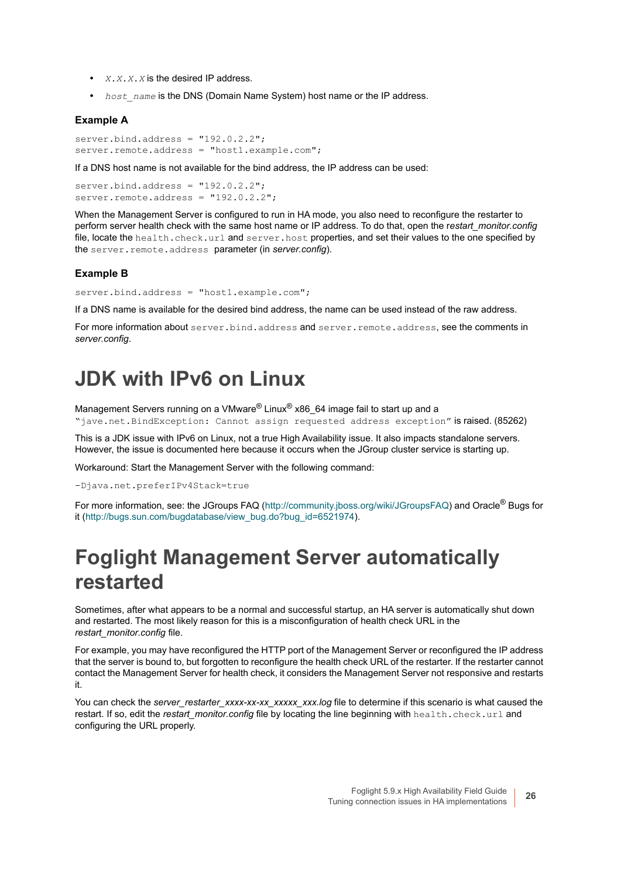- `X.X.X.X` is the desired IP address.
- `host_name` is the DNS (Domain Name System) host name or the IP address.

### Example A

```
server.bind.address = "192.0.2.2";
server.remote.address = "host1.example.com";
```

If a DNS host name is not available for the bind address, the IP address can be used:

```
server.bind.address = "192.0.2.2";
server.remote.address = "192.0.2.2";
```

When the Management Server is configured to run in HA mode, you also need to reconfigure the restarter to perform server health check with the same host name or IP address. To do that, open the r*estart_monitor.config* file, locate the `health.check.url` and `server.host` properties, and set their values to the one specified by the `server.remote.address` parameter (in *server.config*).

### Example B

```
server.bind.address = "host1.example.com";
```

If a DNS name is available for the desired bind address, the name can be used instead of the raw address.

For more information about `server.bind.address` and `server.remote.address`, see the comments in *server.config*.

# JDK with IPv6 on Linux

Management Servers running on a VMware® Linux® x86_64 image fail to start up and a `“jave.net.BindException: Cannot assign requested address exception”` is raised. (85262)

This is a JDK issue with IPv6 on Linux, not a true High Availability issue. It also impacts standalone servers. However, the issue is documented here because it occurs when the JGroup cluster service is starting up.

Workaround: Start the Management Server with the following command:

```
-Djava.net.preferIPv4Stack=true
```

For more information, see: the JGroups FAQ (http://community.jboss.org/wiki/JGroupsFAQ) and Oracle® Bugs for it (http://bugs.sun.com/bugdatabase/view_bug.do?bug_id=6521974).

# Foglight Management Server automatically restarted

Sometimes, after what appears to be a normal and successful startup, an HA server is automatically shut down and restarted. The most likely reason for this is a misconfiguration of health check URL in the *restart_monitor.config* file.

For example, you may have reconfigured the HTTP port of the Management Server or reconfigured the IP address that the server is bound to, but forgotten to reconfigure the health check URL of the restarter. If the restarter cannot contact the Management Server for health check, it considers the Management Server not responsive and restarts it.

You can check the *server_restarter_xxxx-xx-xx_xxxxx_xxx.log* file to determine if this scenario is what caused the restart. If so, edit the *restart_monitor.config* file by locating the line beginning with `health.check.url` and configuring the URL properly.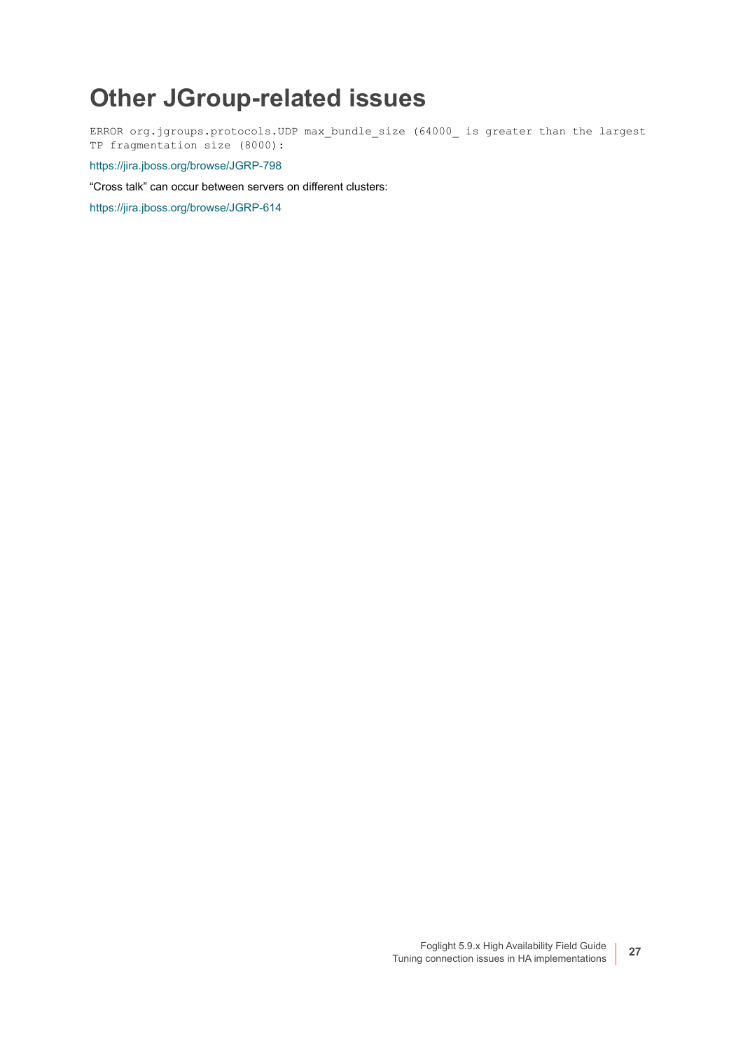# Other JGroup-related issues

```
ERROR org.jgroups.protocols.UDP max_bundle_size (64000_ is greater than the largest
TP fragmentation size (8000):
```

https://jira.jboss.org/browse/JGRP-798

“Cross talk” can occur between servers on different clusters:

https://jira.jboss.org/browse/JGRP-614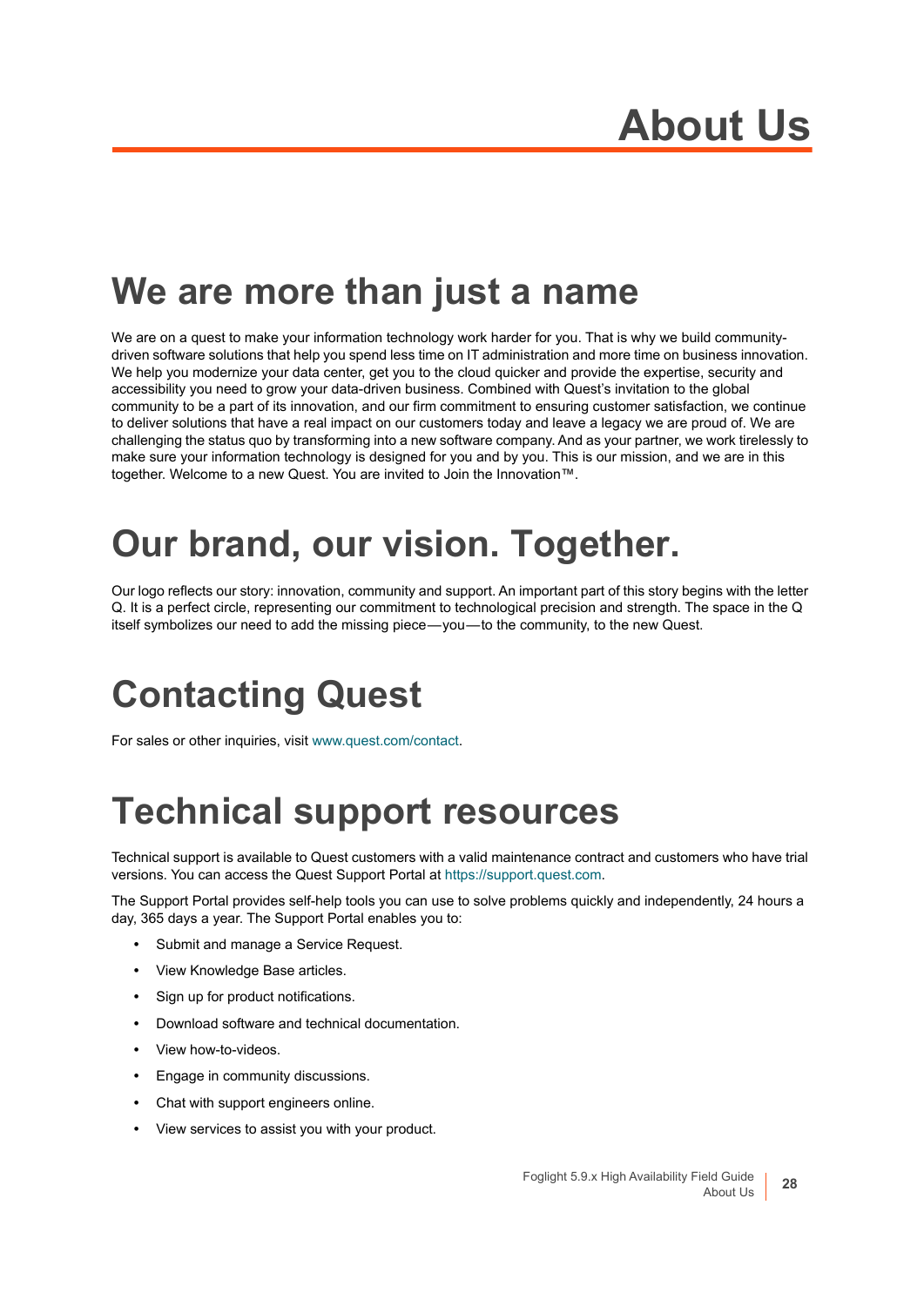# About Us

## We are more than just a name

We are on a quest to make your information technology work harder for you. That is why we build community-driven software solutions that help you spend less time on IT administration and more time on business innovation. We help you modernize your data center, get you to the cloud quicker and provide the expertise, security and accessibility you need to grow your data-driven business. Combined with Quest's invitation to the global community to be a part of its innovation, and our firm commitment to ensuring customer satisfaction, we continue to deliver solutions that have a real impact on our customers today and leave a legacy we are proud of. We are challenging the status quo by transforming into a new software company. And as your partner, we work tirelessly to make sure your information technology is designed for you and by you. This is our mission, and we are in this together. Welcome to a new Quest. You are invited to Join the Innovation™.

## Our brand, our vision. Together.

Our logo reflects our story: innovation, community and support. An important part of this story begins with the letter Q. It is a perfect circle, representing our commitment to technological precision and strength. The space in the Q itself symbolizes our need to add the missing piece—you—to the community, to the new Quest.

## Contacting Quest

For sales or other inquiries, visit www.quest.com/contact.

## Technical support resources

Technical support is available to Quest customers with a valid maintenance contract and customers who have trial versions. You can access the Quest Support Portal at https://support.quest.com.

The Support Portal provides self-help tools you can use to solve problems quickly and independently, 24 hours a day, 365 days a year. The Support Portal enables you to:

- Submit and manage a Service Request.
- View Knowledge Base articles.
- Sign up for product notifications.
- Download software and technical documentation.
- View how-to-videos.
- Engage in community discussions.
- Chat with support engineers online.
- View services to assist you with your product.